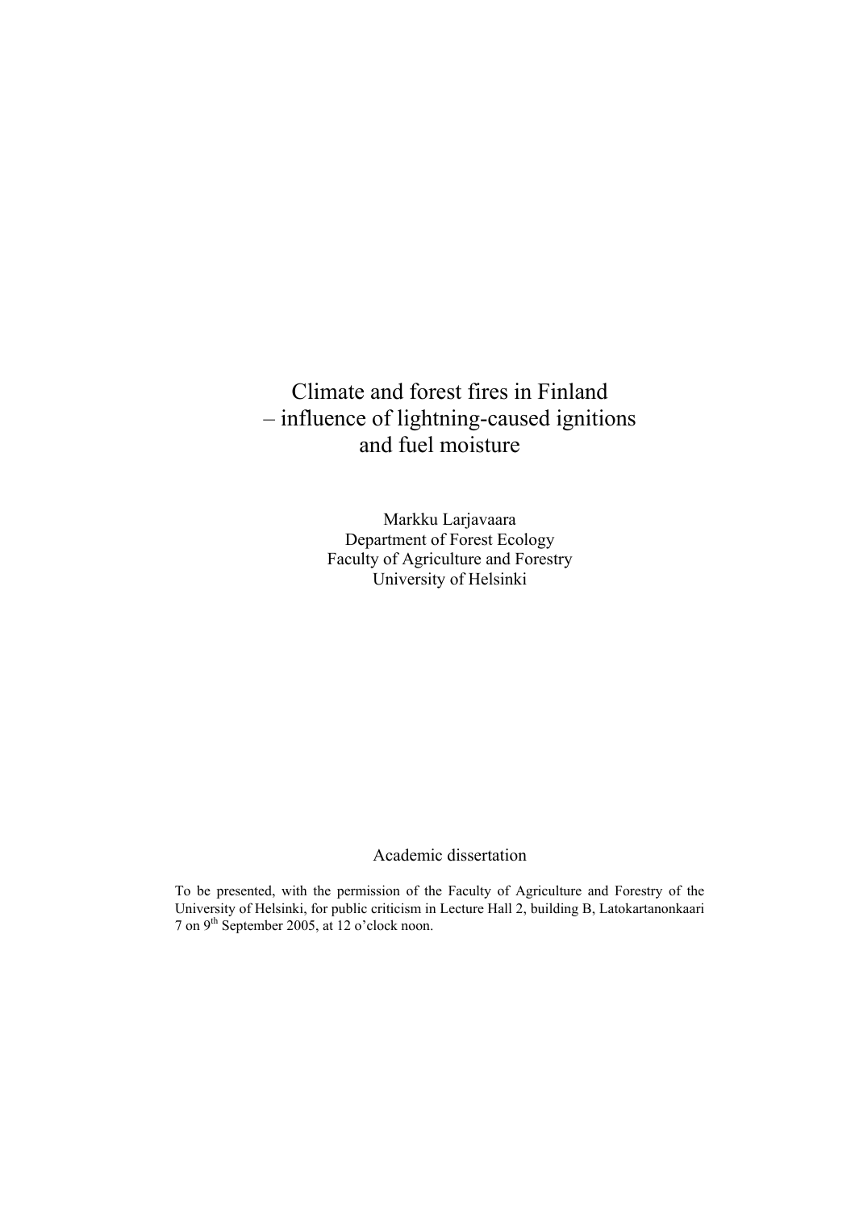# Climate and forest fires in Finland – influence of lightning-caused ignitions and fuel moisture

Markku Larjavaara
Department of Forest Ecology
Faculty of Agriculture and Forestry
University of Helsinki

Academic dissertation

To be presented, with the permission of the Faculty of Agriculture and Forestry of the University of Helsinki, for public criticism in Lecture Hall 2, building B, Latokartanonkaari 7 on 9th September 2005, at 12 o'clock noon.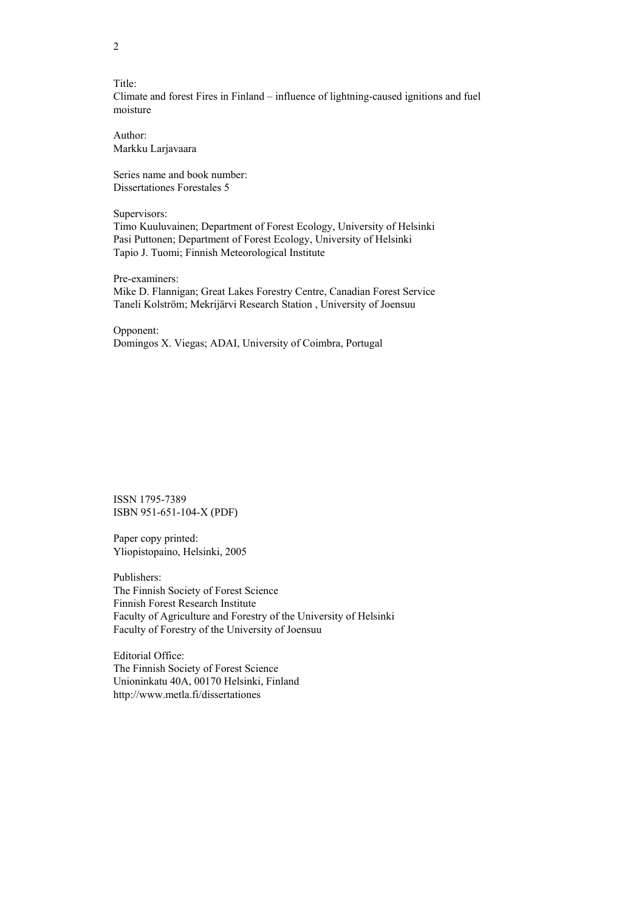Title:
Climate and forest Fires in Finland – influence of lightning-caused ignitions and fuel moisture

Author:
Markku Larjavaara

Series name and book number:
Dissertationes Forestales 5

Supervisors:
Timo Kuuluvainen; Department of Forest Ecology, University of Helsinki
Pasi Puttonen; Department of Forest Ecology, University of Helsinki
Tapio J. Tuomi; Finnish Meteorological Institute

Pre-examiners:
Mike D. Flannigan; Great Lakes Forestry Centre, Canadian Forest Service
Taneli Kolström; Mekrijärvi Research Station , University of Joensuu

Opponent:
Domingos X. Viegas; ADAI, University of Coimbra, Portugal

ISSN 1795-7389
ISBN 951-651-104-X (PDF)

Paper copy printed:
Yliopistopaino, Helsinki, 2005

Publishers:
The Finnish Society of Forest Science
Finnish Forest Research Institute
Faculty of Agriculture and Forestry of the University of Helsinki
Faculty of Forestry of the University of Joensuu

Editorial Office:
The Finnish Society of Forest Science
Unioninkatu 40A, 00170 Helsinki, Finland
http://www.metla.fi/dissertationes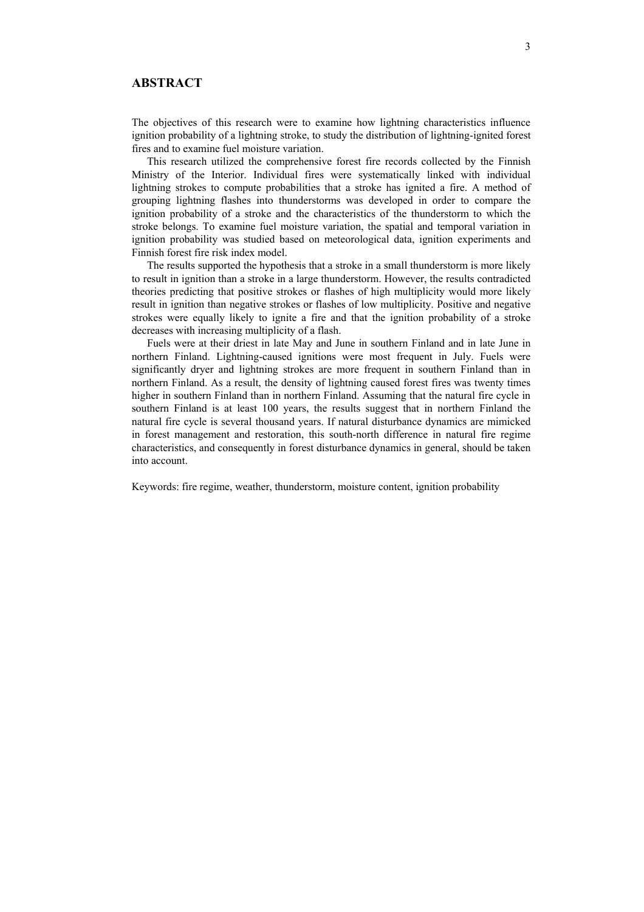# ABSTRACT

The objectives of this research were to examine how lightning characteristics influence ignition probability of a lightning stroke, to study the distribution of lightning-ignited forest fires and to examine fuel moisture variation.

This research utilized the comprehensive forest fire records collected by the Finnish Ministry of the Interior. Individual fires were systematically linked with individual lightning strokes to compute probabilities that a stroke has ignited a fire. A method of grouping lightning flashes into thunderstorms was developed in order to compare the ignition probability of a stroke and the characteristics of the thunderstorm to which the stroke belongs. To examine fuel moisture variation, the spatial and temporal variation in ignition probability was studied based on meteorological data, ignition experiments and Finnish forest fire risk index model.

The results supported the hypothesis that a stroke in a small thunderstorm is more likely to result in ignition than a stroke in a large thunderstorm. However, the results contradicted theories predicting that positive strokes or flashes of high multiplicity would more likely result in ignition than negative strokes or flashes of low multiplicity. Positive and negative strokes were equally likely to ignite a fire and that the ignition probability of a stroke decreases with increasing multiplicity of a flash.

Fuels were at their driest in late May and June in southern Finland and in late June in northern Finland. Lightning-caused ignitions were most frequent in July. Fuels were significantly dryer and lightning strokes are more frequent in southern Finland than in northern Finland. As a result, the density of lightning caused forest fires was twenty times higher in southern Finland than in northern Finland. Assuming that the natural fire cycle in southern Finland is at least 100 years, the results suggest that in northern Finland the natural fire cycle is several thousand years. If natural disturbance dynamics are mimicked in forest management and restoration, this south-north difference in natural fire regime characteristics, and consequently in forest disturbance dynamics in general, should be taken into account.

Keywords: fire regime, weather, thunderstorm, moisture content, ignition probability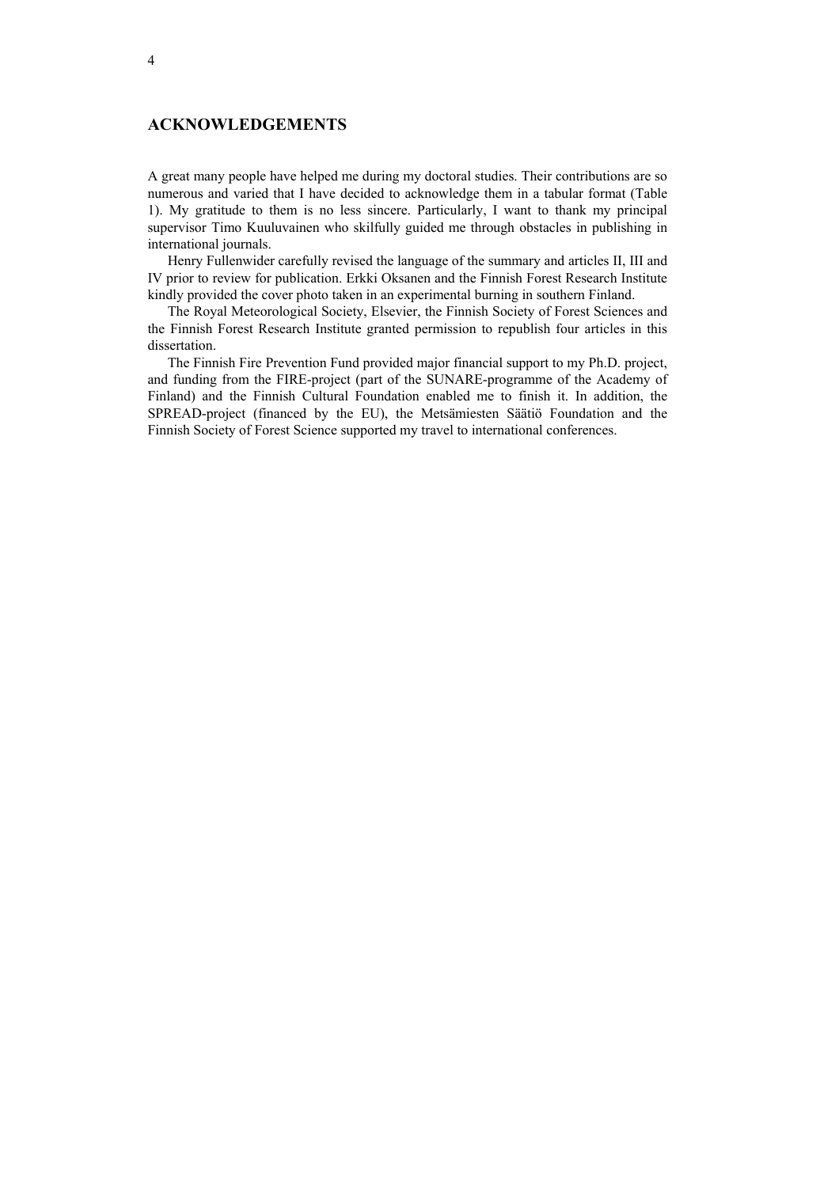## ACKNOWLEDGEMENTS

A great many people have helped me during my doctoral studies. Their contributions are so numerous and varied that I have decided to acknowledge them in a tabular format (Table 1). My gratitude to them is no less sincere. Particularly, I want to thank my principal supervisor Timo Kuuluvainen who skilfully guided me through obstacles in publishing in international journals.

Henry Fullenwider carefully revised the language of the summary and articles II, III and IV prior to review for publication. Erkki Oksanen and the Finnish Forest Research Institute kindly provided the cover photo taken in an experimental burning in southern Finland.

The Royal Meteorological Society, Elsevier, the Finnish Society of Forest Sciences and the Finnish Forest Research Institute granted permission to republish four articles in this dissertation.

The Finnish Fire Prevention Fund provided major financial support to my Ph.D. project, and funding from the FIRE-project (part of the SUNARE-programme of the Academy of Finland) and the Finnish Cultural Foundation enabled me to finish it. In addition, the SPREAD-project (financed by the EU), the Metsämiesten Säätiö Foundation and the Finnish Society of Forest Science supported my travel to international conferences.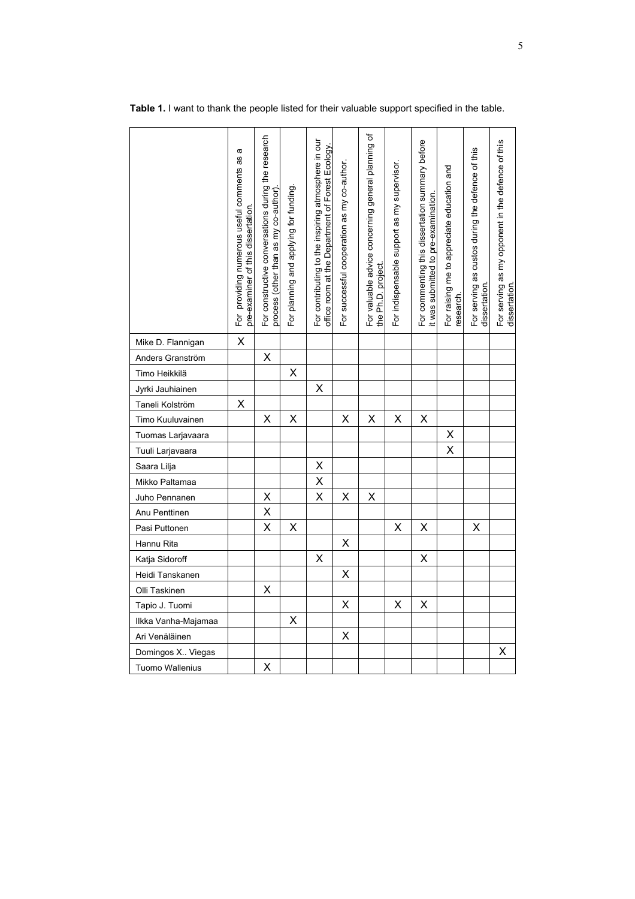**Table 1.** I want to thank the people listed for their valuable support specified in the table.

| | For providing numerous useful comments as a pre-examiner of this dissertation. | For constructive conversations during the research process (other than as my co-author). | For planning and applying for funding. | For contributing to the inspiring atmosphere in our office room at the Department of Forest Ecology. | For successful cooperation as my co-author. | For valuable advice concerning general planning of the Ph.D. project. | For indispensable support as my supervisor. | For commenting this dissertation summary before it was submitted to pre-examination. | For raising me to appreciate education and research. | For serving as custos during the defence of this dissertation. | For serving as my opponent in the defence of this dissertation. |
|---|---|---|---|---|---|---|---|---|---|---|---|
| Mike D. Flannigan | X | | | | | | | | | | |
| Anders Granström | | X | | | | | | | | | |
| Timo Heikkilä | | | X | | | | | | | | |
| Jyrki Jauhiainen | | | | X | | | | | | | |
| Taneli Kolström | X | | | | | | | | | | |
| Timo Kuuluvainen | | X | X | | X | X | X | X | | | |
| Tuomas Larjavaara | | | | | | | | | X | | |
| Tuuli Larjavaara | | | | | | | | | X | | |
| Saara Lilja | | | | X | | | | | | | |
| Mikko Paltamaa | | | | X | | | | | | | |
| Juho Pennanen | | X | | X | X | X | | | | | |
| Anu Penttinen | | X | | | | | | | | | |
| Pasi Puttonen | | X | X | | | | X | X | | X | |
| Hannu Rita | | | | | X | | | | | | |
| Katja Sidoroff | | | | X | | | | X | | | |
| Heidi Tanskanen | | | | | X | | | | | | |
| Olli Taskinen | | X | | | | | | | | | |
| Tapio J. Tuomi | | | | | X | | X | X | | | |
| Ilkka Vanha-Majamaa | | | X | | | | | | | | |
| Ari Venäläinen | | | | | X | | | | | | |
| Domingos X.. Viegas | | | | | | | | | | | X |
| Tuomo Wallenius | | X | | | | | | | | | |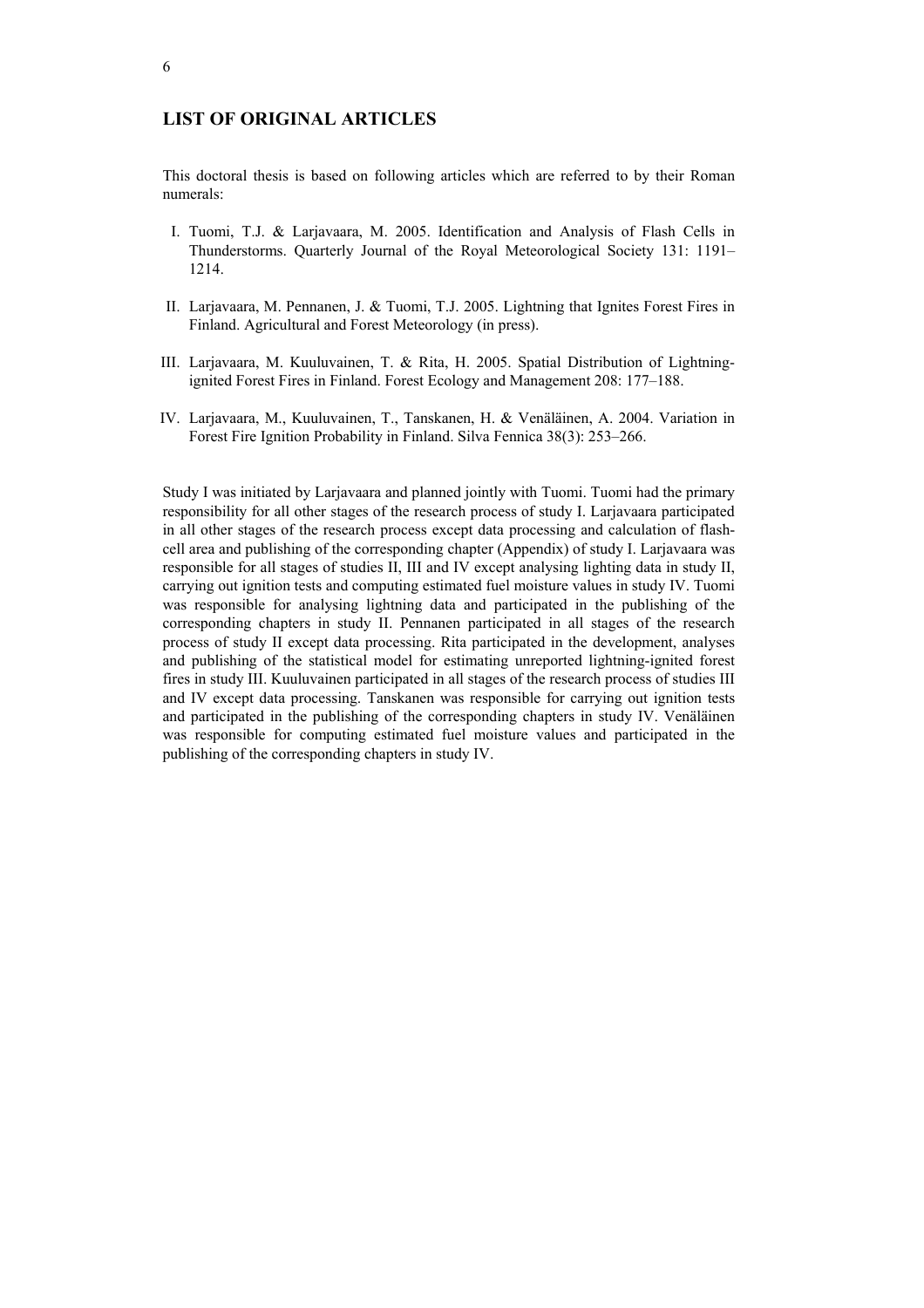## LIST OF ORIGINAL ARTICLES

This doctoral thesis is based on following articles which are referred to by their Roman numerals:

I. Tuomi, T.J. & Larjavaara, M. 2005. Identification and Analysis of Flash Cells in Thunderstorms. Quarterly Journal of the Royal Meteorological Society 131: 1191–1214.

II. Larjavaara, M. Pennanen, J. & Tuomi, T.J. 2005. Lightning that Ignites Forest Fires in Finland. Agricultural and Forest Meteorology (in press).

III. Larjavaara, M. Kuuluvainen, T. & Rita, H. 2005. Spatial Distribution of Lightning-ignited Forest Fires in Finland. Forest Ecology and Management 208: 177–188.

IV. Larjavaara, M., Kuuluvainen, T., Tanskanen, H. & Venäläinen, A. 2004. Variation in Forest Fire Ignition Probability in Finland. Silva Fennica 38(3): 253–266.

Study I was initiated by Larjavaara and planned jointly with Tuomi. Tuomi had the primary responsibility for all other stages of the research process of study I. Larjavaara participated in all other stages of the research process except data processing and calculation of flash-cell area and publishing of the corresponding chapter (Appendix) of study I. Larjavaara was responsible for all stages of studies II, III and IV except analysing lighting data in study II, carrying out ignition tests and computing estimated fuel moisture values in study IV. Tuomi was responsible for analysing lightning data and participated in the publishing of the corresponding chapters in study II. Pennanen participated in all stages of the research process of study II except data processing. Rita participated in the development, analyses and publishing of the statistical model for estimating unreported lightning-ignited forest fires in study III. Kuuluvainen participated in all stages of the research process of studies III and IV except data processing. Tanskanen was responsible for carrying out ignition tests and participated in the publishing of the corresponding chapters in study IV. Venäläinen was responsible for computing estimated fuel moisture values and participated in the publishing of the corresponding chapters in study IV.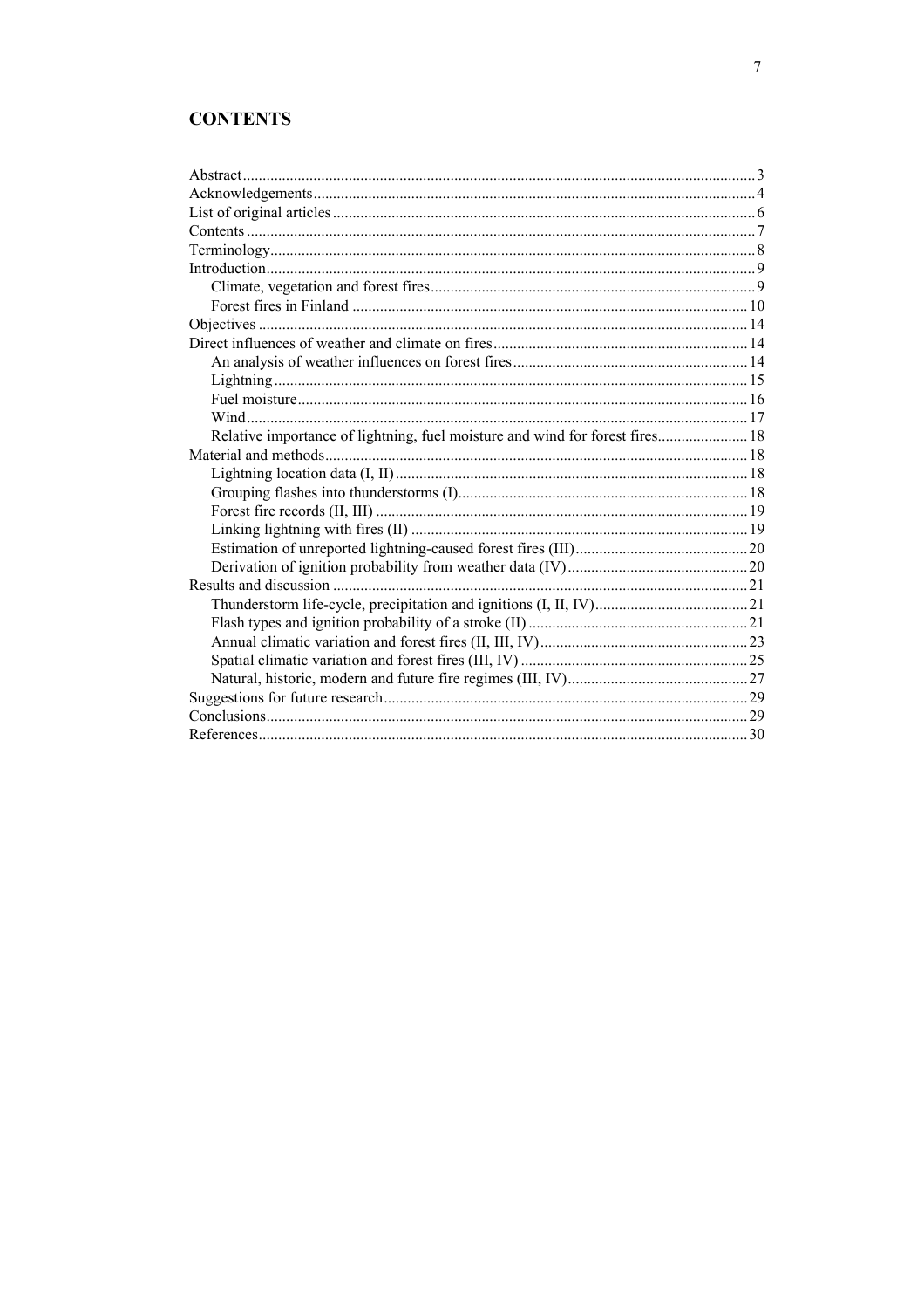# CONTENTS

- Abstract ... 3
- Acknowledgements ... 4
- List of original articles ... 6
- Contents ... 7
- Terminology ... 8
- Introduction ... 9
  - Climate, vegetation and forest fires ... 9
  - Forest fires in Finland ... 10
- Objectives ... 14
- Direct influences of weather and climate on fires ... 14
  - An analysis of weather influences on forest fires ... 14
  - Lightning ... 15
  - Fuel moisture ... 16
  - Wind ... 17
  - Relative importance of lightning, fuel moisture and wind for forest fires ... 18
- Material and methods ... 18
  - Lightning location data (I, II) ... 18
  - Grouping flashes into thunderstorms (I) ... 18
  - Forest fire records (II, III) ... 19
  - Linking lightning with fires (II) ... 19
  - Estimation of unreported lightning-caused forest fires (III) ... 20
  - Derivation of ignition probability from weather data (IV) ... 20
- Results and discussion ... 21
  - Thunderstorm life-cycle, precipitation and ignitions (I, II, IV) ... 21
  - Flash types and ignition probability of a stroke (II) ... 21
  - Annual climatic variation and forest fires (II, III, IV) ... 23
  - Spatial climatic variation and forest fires (III, IV) ... 25
  - Natural, historic, modern and future fire regimes (III, IV) ... 27
- Suggestions for future research ... 29
- Conclusions ... 29
- References ... 30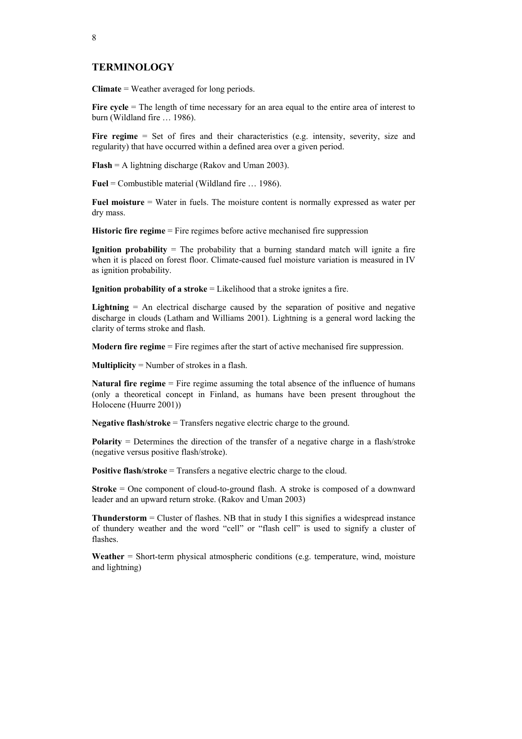## TERMINOLOGY

**Climate** = Weather averaged for long periods.

**Fire cycle** = The length of time necessary for an area equal to the entire area of interest to burn (Wildland fire … 1986).

**Fire regime** = Set of fires and their characteristics (e.g. intensity, severity, size and regularity) that have occurred within a defined area over a given period.

**Flash** = A lightning discharge (Rakov and Uman 2003).

**Fuel** = Combustible material (Wildland fire … 1986).

**Fuel moisture** = Water in fuels. The moisture content is normally expressed as water per dry mass.

**Historic fire regime** = Fire regimes before active mechanised fire suppression

**Ignition probability** = The probability that a burning standard match will ignite a fire when it is placed on forest floor. Climate-caused fuel moisture variation is measured in IV as ignition probability.

**Ignition probability of a stroke** = Likelihood that a stroke ignites a fire.

**Lightning** = An electrical discharge caused by the separation of positive and negative discharge in clouds (Latham and Williams 2001). Lightning is a general word lacking the clarity of terms stroke and flash.

**Modern fire regime** = Fire regimes after the start of active mechanised fire suppression.

**Multiplicity** = Number of strokes in a flash.

**Natural fire regime** = Fire regime assuming the total absence of the influence of humans (only a theoretical concept in Finland, as humans have been present throughout the Holocene (Huurre 2001))

**Negative flash/stroke** = Transfers negative electric charge to the ground.

**Polarity** = Determines the direction of the transfer of a negative charge in a flash/stroke (negative versus positive flash/stroke).

**Positive flash/stroke** = Transfers a negative electric charge to the cloud.

**Stroke** = One component of cloud-to-ground flash. A stroke is composed of a downward leader and an upward return stroke. (Rakov and Uman 2003)

**Thunderstorm** = Cluster of flashes. NB that in study I this signifies a widespread instance of thundery weather and the word "cell" or "flash cell" is used to signify a cluster of flashes.

**Weather** = Short-term physical atmospheric conditions (e.g. temperature, wind, moisture and lightning)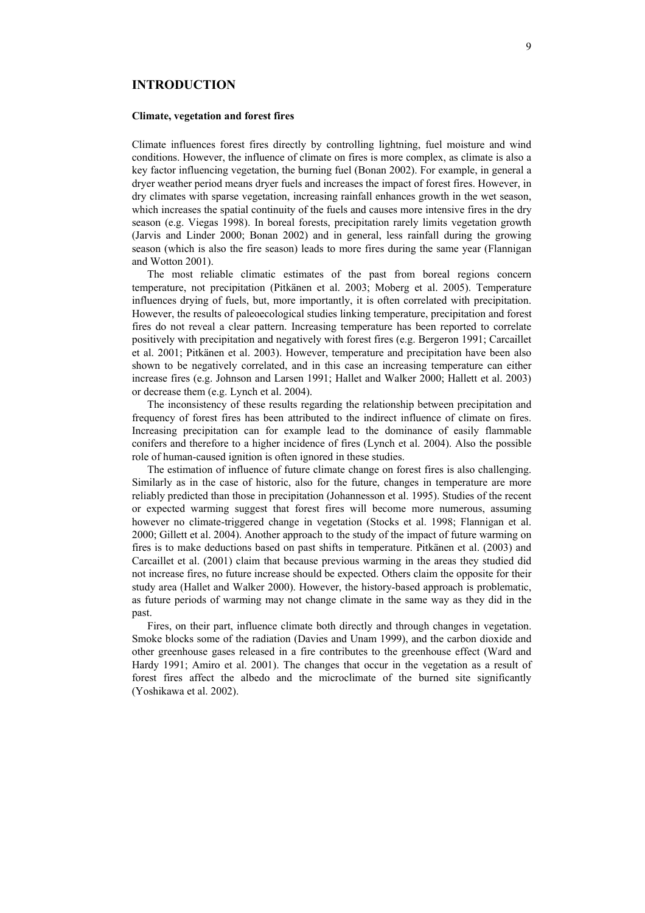# INTRODUCTION

### Climate, vegetation and forest fires

Climate influences forest fires directly by controlling lightning, fuel moisture and wind conditions. However, the influence of climate on fires is more complex, as climate is also a key factor influencing vegetation, the burning fuel (Bonan 2002). For example, in general a dryer weather period means dryer fuels and increases the impact of forest fires. However, in dry climates with sparse vegetation, increasing rainfall enhances growth in the wet season, which increases the spatial continuity of the fuels and causes more intensive fires in the dry season (e.g. Viegas 1998). In boreal forests, precipitation rarely limits vegetation growth (Jarvis and Linder 2000; Bonan 2002) and in general, less rainfall during the growing season (which is also the fire season) leads to more fires during the same year (Flannigan and Wotton 2001).

The most reliable climatic estimates of the past from boreal regions concern temperature, not precipitation (Pitkänen et al. 2003; Moberg et al. 2005). Temperature influences drying of fuels, but, more importantly, it is often correlated with precipitation. However, the results of paleoecological studies linking temperature, precipitation and forest fires do not reveal a clear pattern. Increasing temperature has been reported to correlate positively with precipitation and negatively with forest fires (e.g. Bergeron 1991; Carcaillet et al. 2001; Pitkänen et al. 2003). However, temperature and precipitation have been also shown to be negatively correlated, and in this case an increasing temperature can either increase fires (e.g. Johnson and Larsen 1991; Hallet and Walker 2000; Hallett et al. 2003) or decrease them (e.g. Lynch et al. 2004).

The inconsistency of these results regarding the relationship between precipitation and frequency of forest fires has been attributed to the indirect influence of climate on fires. Increasing precipitation can for example lead to the dominance of easily flammable conifers and therefore to a higher incidence of fires (Lynch et al. 2004). Also the possible role of human-caused ignition is often ignored in these studies.

The estimation of influence of future climate change on forest fires is also challenging. Similarly as in the case of historic, also for the future, changes in temperature are more reliably predicted than those in precipitation (Johannesson et al. 1995). Studies of the recent or expected warming suggest that forest fires will become more numerous, assuming however no climate-triggered change in vegetation (Stocks et al. 1998; Flannigan et al. 2000; Gillett et al. 2004). Another approach to the study of the impact of future warming on fires is to make deductions based on past shifts in temperature. Pitkänen et al. (2003) and Carcaillet et al. (2001) claim that because previous warming in the areas they studied did not increase fires, no future increase should be expected. Others claim the opposite for their study area (Hallet and Walker 2000). However, the history-based approach is problematic, as future periods of warming may not change climate in the same way as they did in the past.

Fires, on their part, influence climate both directly and through changes in vegetation. Smoke blocks some of the radiation (Davies and Unam 1999), and the carbon dioxide and other greenhouse gases released in a fire contributes to the greenhouse effect (Ward and Hardy 1991; Amiro et al. 2001). The changes that occur in the vegetation as a result of forest fires affect the albedo and the microclimate of the burned site significantly (Yoshikawa et al. 2002).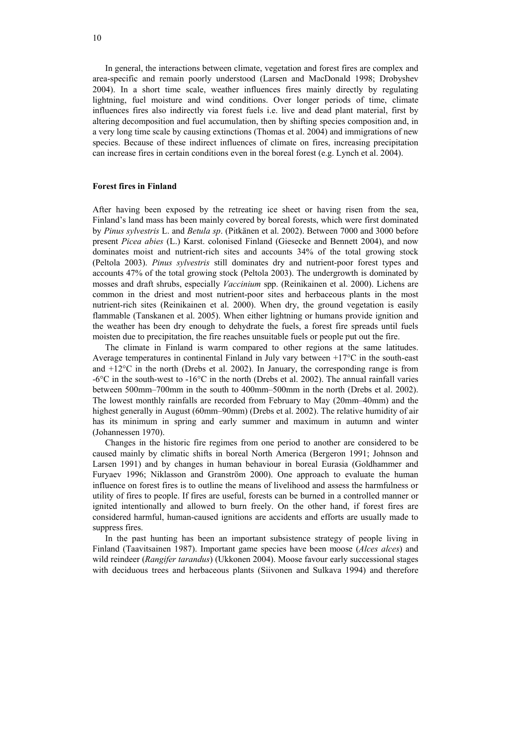In general, the interactions between climate, vegetation and forest fires are complex and area-specific and remain poorly understood (Larsen and MacDonald 1998; Drobyshev 2004). In a short time scale, weather influences fires mainly directly by regulating lightning, fuel moisture and wind conditions. Over longer periods of time, climate influences fires also indirectly via forest fuels i.e. live and dead plant material, first by altering decomposition and fuel accumulation, then by shifting species composition and, in a very long time scale by causing extinctions (Thomas et al. 2004) and immigrations of new species. Because of these indirect influences of climate on fires, increasing precipitation can increase fires in certain conditions even in the boreal forest (e.g. Lynch et al. 2004).

### Forest fires in Finland

After having been exposed by the retreating ice sheet or having risen from the sea, Finland's land mass has been mainly covered by boreal forests, which were first dominated by *Pinus sylvestris* L. and *Betula sp*. (Pitkänen et al. 2002). Between 7000 and 3000 before present *Picea abies* (L.) Karst. colonised Finland (Giesecke and Bennett 2004), and now dominates moist and nutrient-rich sites and accounts 34% of the total growing stock (Peltola 2003). *Pinus sylvestris* still dominates dry and nutrient-poor forest types and accounts 47% of the total growing stock (Peltola 2003). The undergrowth is dominated by mosses and draft shrubs, especially *Vaccinium* spp. (Reinikainen et al. 2000). Lichens are common in the driest and most nutrient-poor sites and herbaceous plants in the most nutrient-rich sites (Reinikainen et al. 2000). When dry, the ground vegetation is easily flammable (Tanskanen et al. 2005). When either lightning or humans provide ignition and the weather has been dry enough to dehydrate the fuels, a forest fire spreads until fuels moisten due to precipitation, the fire reaches unsuitable fuels or people put out the fire.

The climate in Finland is warm compared to other regions at the same latitudes. Average temperatures in continental Finland in July vary between +17°C in the south-east and +12°C in the north (Drebs et al. 2002). In January, the corresponding range is from -6°C in the south-west to -16°C in the north (Drebs et al. 2002). The annual rainfall varies between 500mm–700mm in the south to 400mm–500mm in the north (Drebs et al. 2002). The lowest monthly rainfalls are recorded from February to May (20mm–40mm) and the highest generally in August (60mm–90mm) (Drebs et al. 2002). The relative humidity of air has its minimum in spring and early summer and maximum in autumn and winter (Johannessen 1970).

Changes in the historic fire regimes from one period to another are considered to be caused mainly by climatic shifts in boreal North America (Bergeron 1991; Johnson and Larsen 1991) and by changes in human behaviour in boreal Eurasia (Goldhammer and Furyaev 1996; Niklasson and Granström 2000). One approach to evaluate the human influence on forest fires is to outline the means of livelihood and assess the harmfulness or utility of fires to people. If fires are useful, forests can be burned in a controlled manner or ignited intentionally and allowed to burn freely. On the other hand, if forest fires are considered harmful, human-caused ignitions are accidents and efforts are usually made to suppress fires.

In the past hunting has been an important subsistence strategy of people living in Finland (Taavitsainen 1987). Important game species have been moose (*Alces alces*) and wild reindeer (*Rangifer tarandus*) (Ukkonen 2004). Moose favour early successional stages with deciduous trees and herbaceous plants (Siivonen and Sulkava 1994) and therefore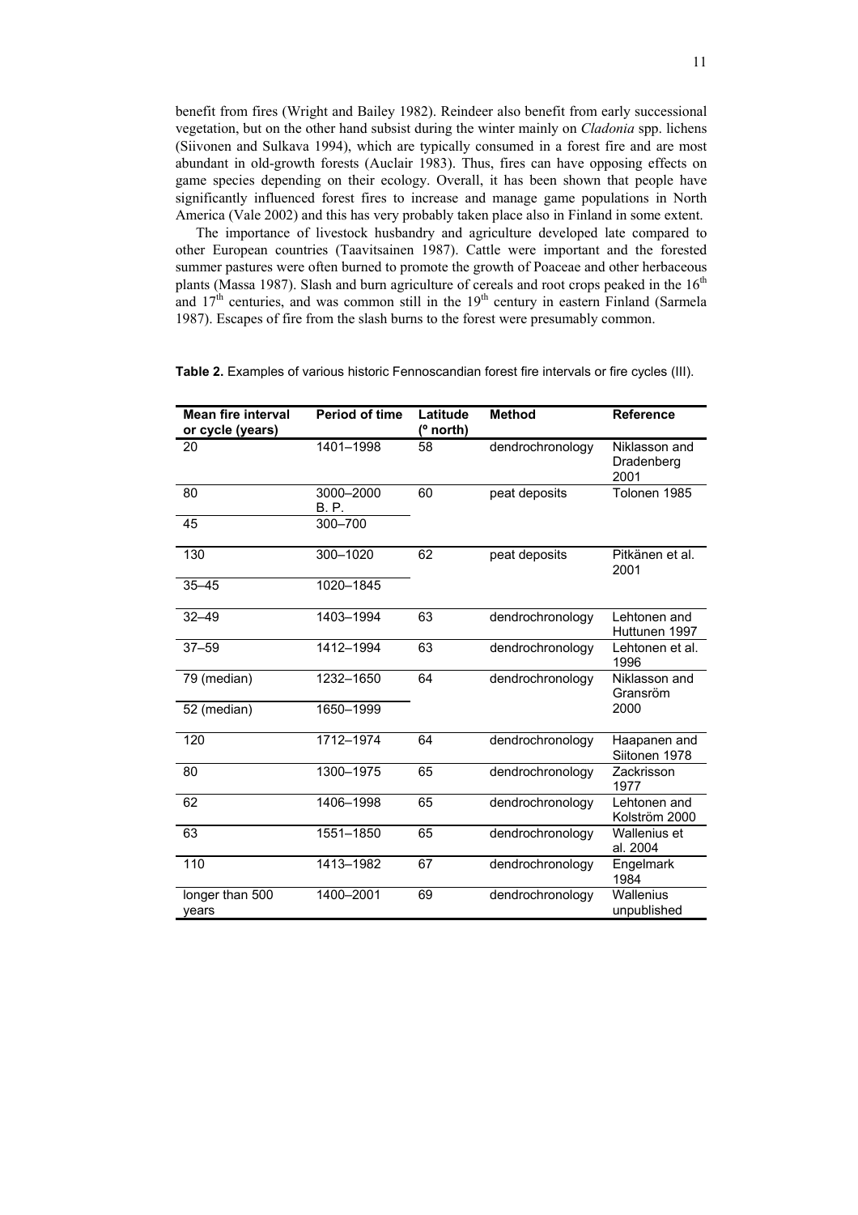benefit from fires (Wright and Bailey 1982). Reindeer also benefit from early successional vegetation, but on the other hand subsist during the winter mainly on *Cladonia* spp. lichens (Siivonen and Sulkava 1994), which are typically consumed in a forest fire and are most abundant in old-growth forests (Auclair 1983). Thus, fires can have opposing effects on game species depending on their ecology. Overall, it has been shown that people have significantly influenced forest fires to increase and manage game populations in North America (Vale 2002) and this has very probably taken place also in Finland in some extent.

The importance of livestock husbandry and agriculture developed late compared to other European countries (Taavitsainen 1987). Cattle were important and the forested summer pastures were often burned to promote the growth of Poaceae and other herbaceous plants (Massa 1987). Slash and burn agriculture of cereals and root crops peaked in the 16th and 17th centuries, and was common still in the 19th century in eastern Finland (Sarmela 1987). Escapes of fire from the slash burns to the forest were presumably common.

**Table 2.** Examples of various historic Fennoscandian forest fire intervals or fire cycles (III).

| Mean fire interval or cycle (years) | Period of time | Latitude (° north) | Method | Reference |
|---|---|---|---|---|
| 20 | 1401–1998 | 58 | dendrochronology | Niklasson and Dradenberg 2001 |
| 80 | 3000–2000 B. P. | 60 | peat deposits | Tolonen 1985 |
| 45 | 300–700 | | | |
| 130 | 300–1020 | 62 | peat deposits | Pitkänen et al. 2001 |
| 35–45 | 1020–1845 | | | |
| 32–49 | 1403–1994 | 63 | dendrochronology | Lehtonen and Huttunen 1997 |
| 37–59 | 1412–1994 | 63 | dendrochronology | Lehtonen et al. 1996 |
| 79 (median) | 1232–1650 | 64 | dendrochronology | Niklasson and Gransröm 2000 |
| 52 (median) | 1650–1999 | | | |
| 120 | 1712–1974 | 64 | dendrochronology | Haapanen and Siitonen 1978 |
| 80 | 1300–1975 | 65 | dendrochronology | Zackrisson 1977 |
| 62 | 1406–1998 | 65 | dendrochronology | Lehtonen and Kolström 2000 |
| 63 | 1551–1850 | 65 | dendrochronology | Wallenius et al. 2004 |
| 110 | 1413–1982 | 67 | dendrochronology | Engelmark 1984 |
| longer than 500 years | 1400–2001 | 69 | dendrochronology | Wallenius unpublished |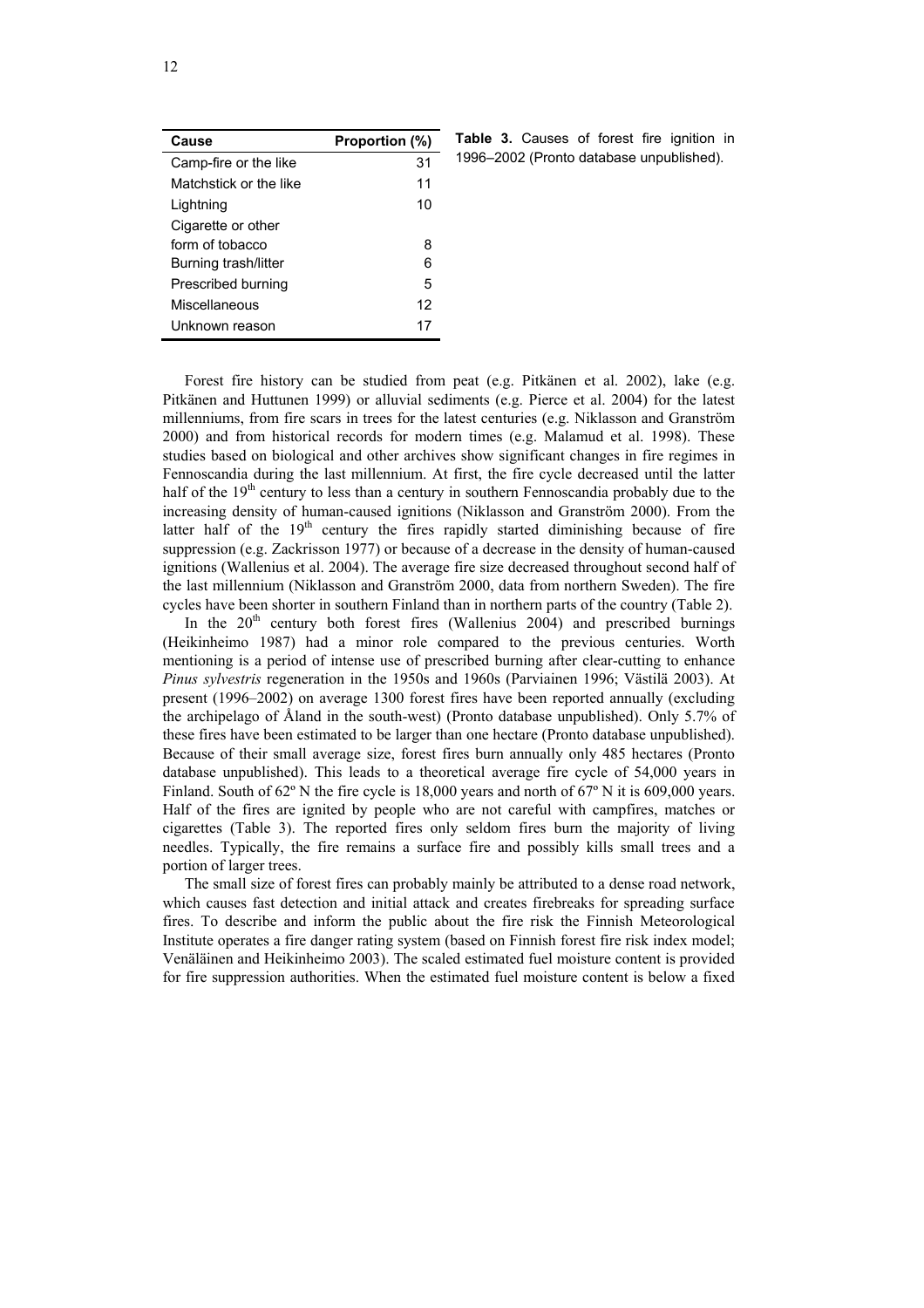| Cause | Proportion (%) |
| --- | --- |
| Camp-fire or the like | 31 |
| Matchstick or the like | 11 |
| Lightning | 10 |
| Cigarette or other form of tobacco | 8 |
| Burning trash/litter | 6 |
| Prescribed burning | 5 |
| Miscellaneous | 12 |
| Unknown reason | 17 |

**Table 3.** Causes of forest fire ignition in 1996–2002 (Pronto database unpublished).

Forest fire history can be studied from peat (e.g. Pitkänen et al. 2002), lake (e.g. Pitkänen and Huttunen 1999) or alluvial sediments (e.g. Pierce et al. 2004) for the latest millenniums, from fire scars in trees for the latest centuries (e.g. Niklasson and Granström 2000) and from historical records for modern times (e.g. Malamud et al. 1998). These studies based on biological and other archives show significant changes in fire regimes in Fennoscandia during the last millennium. At first, the fire cycle decreased until the latter half of the 19th century to less than a century in southern Fennoscandia probably due to the increasing density of human-caused ignitions (Niklasson and Granström 2000). From the latter half of the 19th century the fires rapidly started diminishing because of fire suppression (e.g. Zackrisson 1977) or because of a decrease in the density of human-caused ignitions (Wallenius et al. 2004). The average fire size decreased throughout second half of the last millennium (Niklasson and Granström 2000, data from northern Sweden). The fire cycles have been shorter in southern Finland than in northern parts of the country (Table 2).

In the 20th century both forest fires (Wallenius 2004) and prescribed burnings (Heikinheimo 1987) had a minor role compared to the previous centuries. Worth mentioning is a period of intense use of prescribed burning after clear-cutting to enhance *Pinus sylvestris* regeneration in the 1950s and 1960s (Parviainen 1996; Västilä 2003). At present (1996–2002) on average 1300 forest fires have been reported annually (excluding the archipelago of Åland in the south-west) (Pronto database unpublished). Only 5.7% of these fires have been estimated to be larger than one hectare (Pronto database unpublished). Because of their small average size, forest fires burn annually only 485 hectares (Pronto database unpublished). This leads to a theoretical average fire cycle of 54,000 years in Finland. South of 62º N the fire cycle is 18,000 years and north of 67º N it is 609,000 years. Half of the fires are ignited by people who are not careful with campfires, matches or cigarettes (Table 3). The reported fires only seldom fires burn the majority of living needles. Typically, the fire remains a surface fire and possibly kills small trees and a portion of larger trees.

The small size of forest fires can probably mainly be attributed to a dense road network, which causes fast detection and initial attack and creates firebreaks for spreading surface fires. To describe and inform the public about the fire risk the Finnish Meteorological Institute operates a fire danger rating system (based on Finnish forest fire risk index model; Venäläinen and Heikinheimo 2003). The scaled estimated fuel moisture content is provided for fire suppression authorities. When the estimated fuel moisture content is below a fixed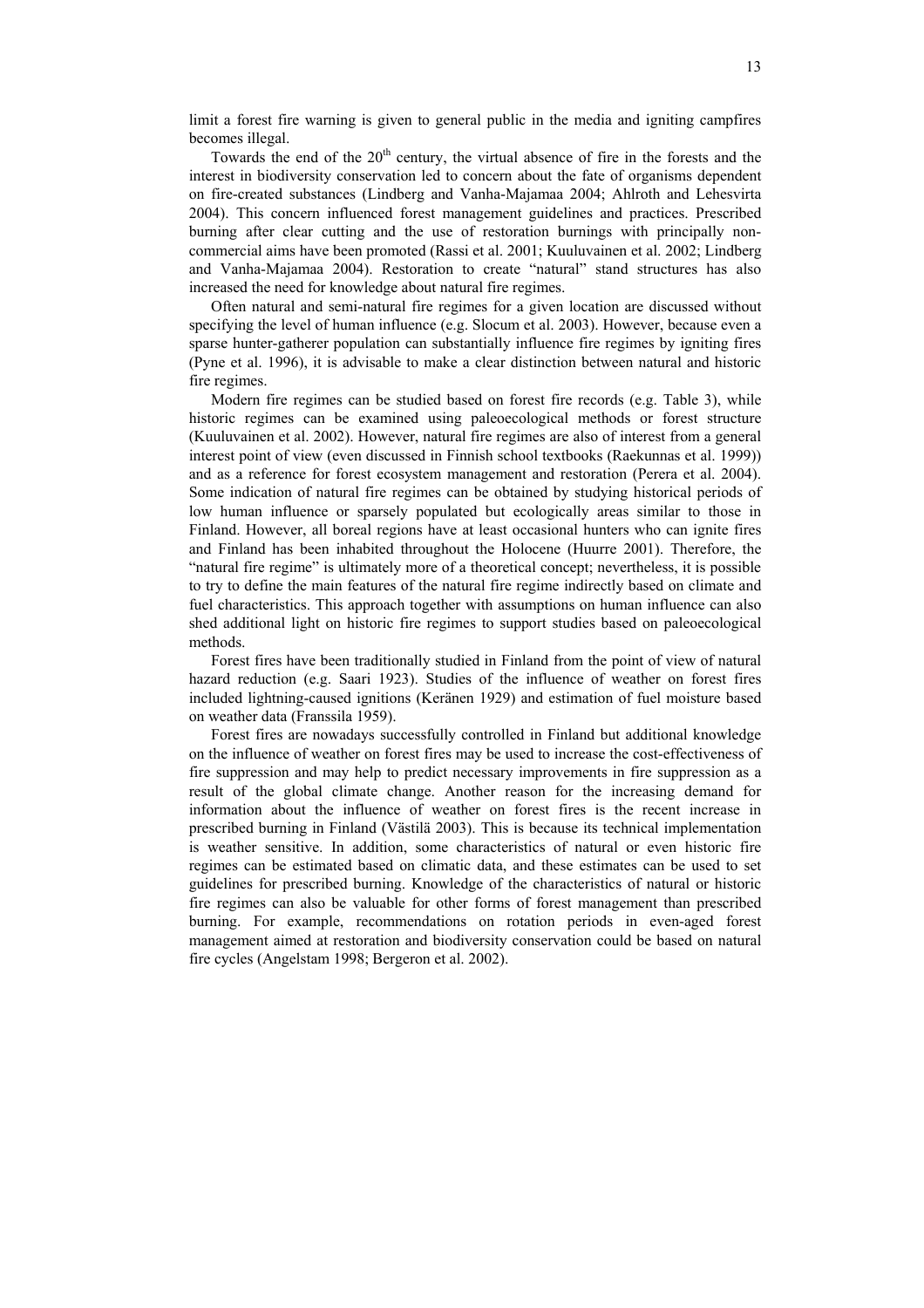limit a forest fire warning is given to general public in the media and igniting campfires becomes illegal.

Towards the end of the $20^{th}$ century, the virtual absence of fire in the forests and the interest in biodiversity conservation led to concern about the fate of organisms dependent on fire-created substances (Lindberg and Vanha-Majamaa 2004; Ahlroth and Lehesvirta 2004). This concern influenced forest management guidelines and practices. Prescribed burning after clear cutting and the use of restoration burnings with principally non-commercial aims have been promoted (Rassi et al. 2001; Kuuluvainen et al. 2002; Lindberg and Vanha-Majamaa 2004). Restoration to create "natural" stand structures has also increased the need for knowledge about natural fire regimes.

Often natural and semi-natural fire regimes for a given location are discussed without specifying the level of human influence (e.g. Slocum et al. 2003). However, because even a sparse hunter-gatherer population can substantially influence fire regimes by igniting fires (Pyne et al. 1996), it is advisable to make a clear distinction between natural and historic fire regimes.

Modern fire regimes can be studied based on forest fire records (e.g. Table 3), while historic regimes can be examined using paleoecological methods or forest structure (Kuuluvainen et al. 2002). However, natural fire regimes are also of interest from a general interest point of view (even discussed in Finnish school textbooks (Raekunnas et al. 1999)) and as a reference for forest ecosystem management and restoration (Perera et al. 2004). Some indication of natural fire regimes can be obtained by studying historical periods of low human influence or sparsely populated but ecologically areas similar to those in Finland. However, all boreal regions have at least occasional hunters who can ignite fires and Finland has been inhabited throughout the Holocene (Huurre 2001). Therefore, the "natural fire regime" is ultimately more of a theoretical concept; nevertheless, it is possible to try to define the main features of the natural fire regime indirectly based on climate and fuel characteristics. This approach together with assumptions on human influence can also shed additional light on historic fire regimes to support studies based on paleoecological methods.

Forest fires have been traditionally studied in Finland from the point of view of natural hazard reduction (e.g. Saari 1923). Studies of the influence of weather on forest fires included lightning-caused ignitions (Keränen 1929) and estimation of fuel moisture based on weather data (Franssila 1959).

Forest fires are nowadays successfully controlled in Finland but additional knowledge on the influence of weather on forest fires may be used to increase the cost-effectiveness of fire suppression and may help to predict necessary improvements in fire suppression as a result of the global climate change. Another reason for the increasing demand for information about the influence of weather on forest fires is the recent increase in prescribed burning in Finland (Västilä 2003). This is because its technical implementation is weather sensitive. In addition, some characteristics of natural or even historic fire regimes can be estimated based on climatic data, and these estimates can be used to set guidelines for prescribed burning. Knowledge of the characteristics of natural or historic fire regimes can also be valuable for other forms of forest management than prescribed burning. For example, recommendations on rotation periods in even-aged forest management aimed at restoration and biodiversity conservation could be based on natural fire cycles (Angelstam 1998; Bergeron et al. 2002).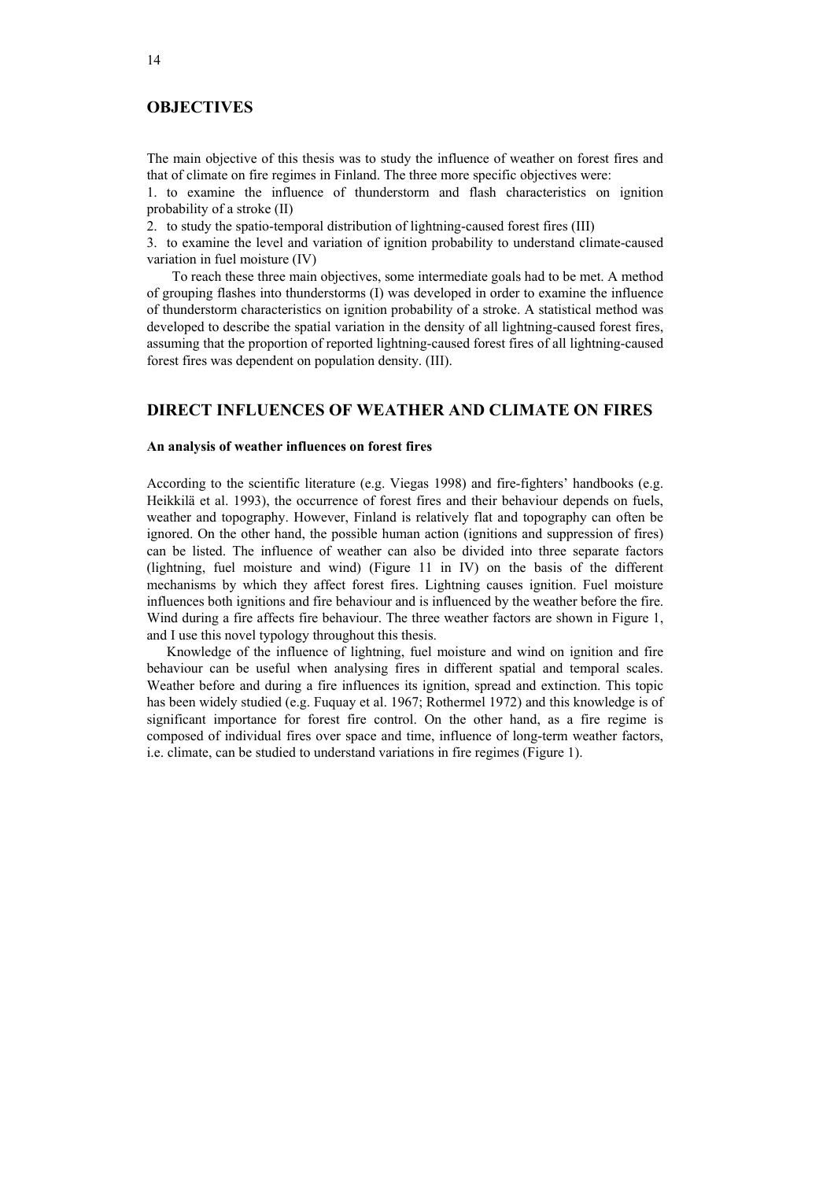## OBJECTIVES

The main objective of this thesis was to study the influence of weather on forest fires and that of climate on fire regimes in Finland. The three more specific objectives were:

1. to examine the influence of thunderstorm and flash characteristics on ignition probability of a stroke (II)
2. to study the spatio-temporal distribution of lightning-caused forest fires (III)
3. to examine the level and variation of ignition probability to understand climate-caused variation in fuel moisture (IV)

To reach these three main objectives, some intermediate goals had to be met. A method of grouping flashes into thunderstorms (I) was developed in order to examine the influence of thunderstorm characteristics on ignition probability of a stroke. A statistical method was developed to describe the spatial variation in the density of all lightning-caused forest fires, assuming that the proportion of reported lightning-caused forest fires of all lightning-caused forest fires was dependent on population density. (III).

## DIRECT INFLUENCES OF WEATHER AND CLIMATE ON FIRES

### An analysis of weather influences on forest fires

According to the scientific literature (e.g. Viegas 1998) and fire-fighters' handbooks (e.g. Heikkilä et al. 1993), the occurrence of forest fires and their behaviour depends on fuels, weather and topography. However, Finland is relatively flat and topography can often be ignored. On the other hand, the possible human action (ignitions and suppression of fires) can be listed. The influence of weather can also be divided into three separate factors (lightning, fuel moisture and wind) (Figure 11 in IV) on the basis of the different mechanisms by which they affect forest fires. Lightning causes ignition. Fuel moisture influences both ignitions and fire behaviour and is influenced by the weather before the fire. Wind during a fire affects fire behaviour. The three weather factors are shown in Figure 1, and I use this novel typology throughout this thesis.

Knowledge of the influence of lightning, fuel moisture and wind on ignition and fire behaviour can be useful when analysing fires in different spatial and temporal scales. Weather before and during a fire influences its ignition, spread and extinction. This topic has been widely studied (e.g. Fuquay et al. 1967; Rothermel 1972) and this knowledge is of significant importance for forest fire control. On the other hand, as a fire regime is composed of individual fires over space and time, influence of long-term weather factors, i.e. climate, can be studied to understand variations in fire regimes (Figure 1).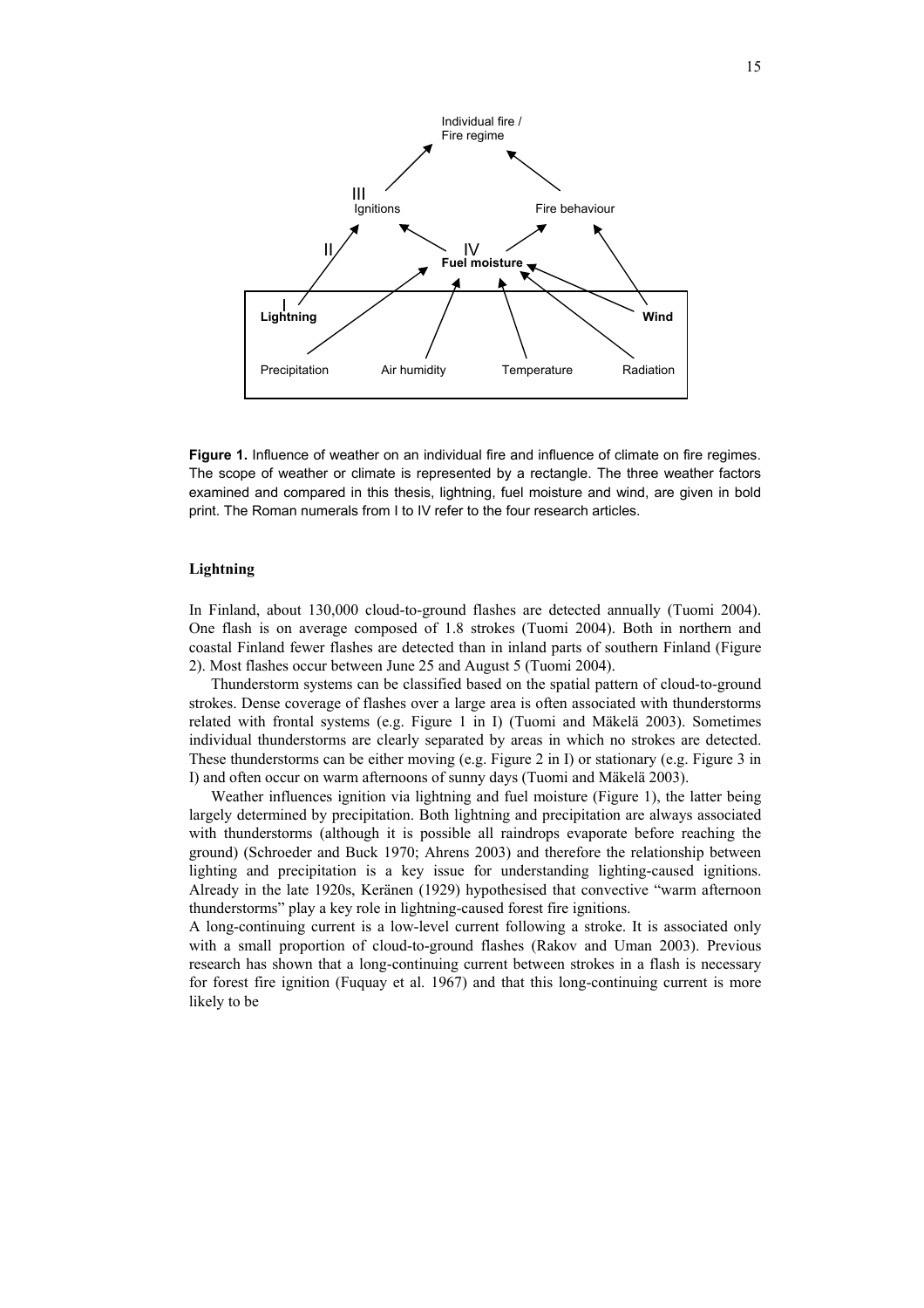**Figure 1.** Influence of weather on an individual fire and influence of climate on fire regimes. The scope of weather or climate is represented by a rectangle. The three weather factors examined and compared in this thesis, lightning, fuel moisture and wind, are given in bold print. The Roman numerals from I to IV refer to the four research articles.

## Lightning

In Finland, about 130,000 cloud-to-ground flashes are detected annually (Tuomi 2004). One flash is on average composed of 1.8 strokes (Tuomi 2004). Both in northern and coastal Finland fewer flashes are detected than in inland parts of southern Finland (Figure 2). Most flashes occur between June 25 and August 5 (Tuomi 2004).

Thunderstorm systems can be classified based on the spatial pattern of cloud-to-ground strokes. Dense coverage of flashes over a large area is often associated with thunderstorms related with frontal systems (e.g. Figure 1 in I) (Tuomi and Mäkelä 2003). Sometimes individual thunderstorms are clearly separated by areas in which no strokes are detected. These thunderstorms can be either moving (e.g. Figure 2 in I) or stationary (e.g. Figure 3 in I) and often occur on warm afternoons of sunny days (Tuomi and Mäkelä 2003).

Weather influences ignition via lightning and fuel moisture (Figure 1), the latter being largely determined by precipitation. Both lightning and precipitation are always associated with thunderstorms (although it is possible all raindrops evaporate before reaching the ground) (Schroeder and Buck 1970; Ahrens 2003) and therefore the relationship between lighting and precipitation is a key issue for understanding lighting-caused ignitions. Already in the late 1920s, Keränen (1929) hypothesised that convective "warm afternoon thunderstorms" play a key role in lightning-caused forest fire ignitions.

A long-continuing current is a low-level current following a stroke. It is associated only with a small proportion of cloud-to-ground flashes (Rakov and Uman 2003). Previous research has shown that a long-continuing current between strokes in a flash is necessary for forest fire ignition (Fuquay et al. 1967) and that this long-continuing current is more likely to be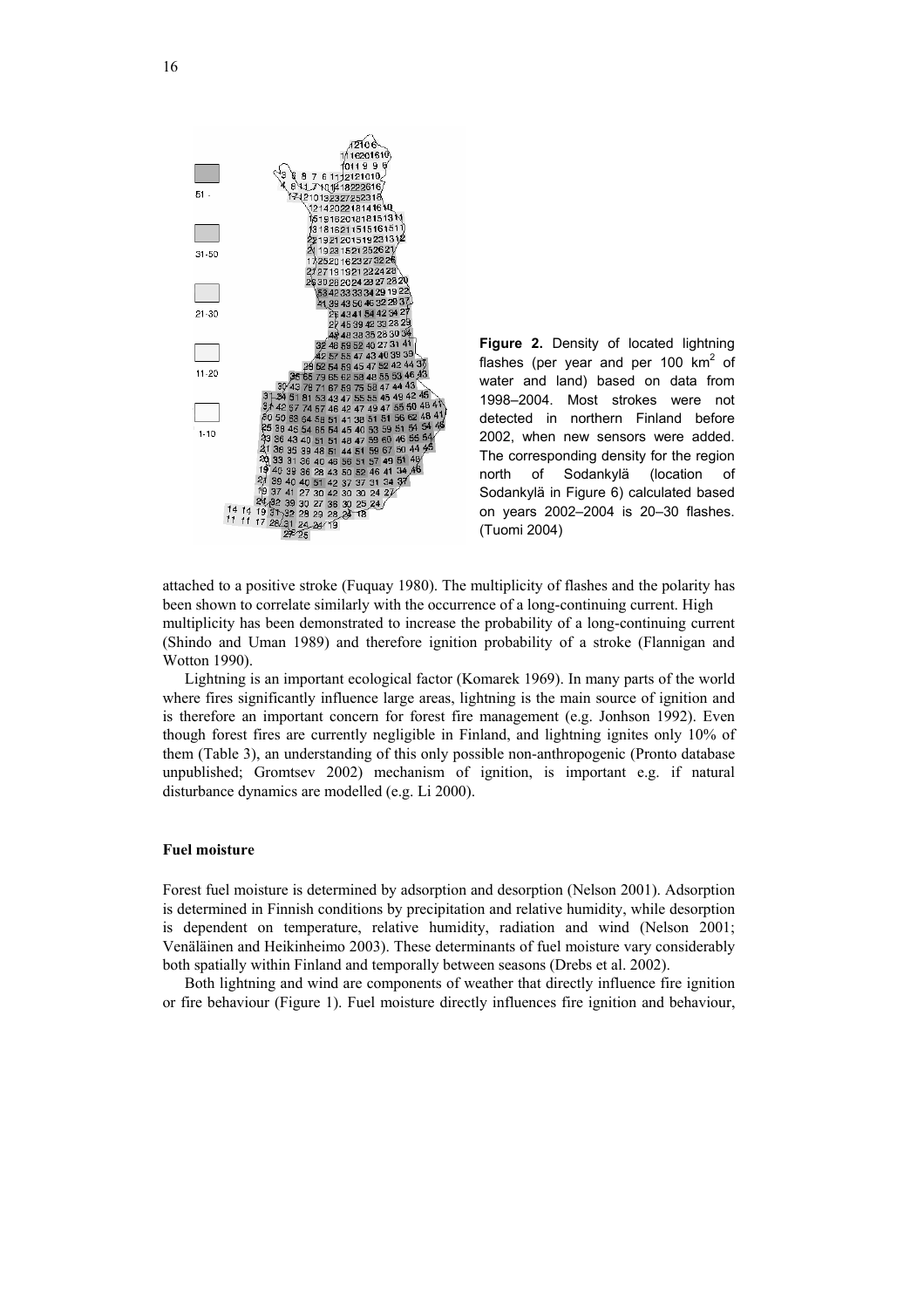**Figure 2.** Density of located lightning flashes (per year and per 100 km$^2$ of water and land) based on data from 1998–2004. Most strokes were not detected in northern Finland before 2002, when new sensors were added. The corresponding density for the region north of Sodankylä (location of Sodankylä in Figure 6) calculated based on years 2002–2004 is 20–30 flashes. (Tuomi 2004)

attached to a positive stroke (Fuquay 1980). The multiplicity of flashes and the polarity has been shown to correlate similarly with the occurrence of a long-continuing current. High multiplicity has been demonstrated to increase the probability of a long-continuing current (Shindo and Uman 1989) and therefore ignition probability of a stroke (Flannigan and Wotton 1990).

Lightning is an important ecological factor (Komarek 1969). In many parts of the world where fires significantly influence large areas, lightning is the main source of ignition and is therefore an important concern for forest fire management (e.g. Jonhson 1992). Even though forest fires are currently negligible in Finland, and lightning ignites only 10% of them (Table 3), an understanding of this only possible non-anthropogenic (Pronto database unpublished; Gromtsev 2002) mechanism of ignition, is important e.g. if natural disturbance dynamics are modelled (e.g. Li 2000).

### Fuel moisture

Forest fuel moisture is determined by adsorption and desorption (Nelson 2001). Adsorption is determined in Finnish conditions by precipitation and relative humidity, while desorption is dependent on temperature, relative humidity, radiation and wind (Nelson 2001; Venäläinen and Heikinheimo 2003). These determinants of fuel moisture vary considerably both spatially within Finland and temporally between seasons (Drebs et al. 2002).

Both lightning and wind are components of weather that directly influence fire ignition or fire behaviour (Figure 1). Fuel moisture directly influences fire ignition and behaviour,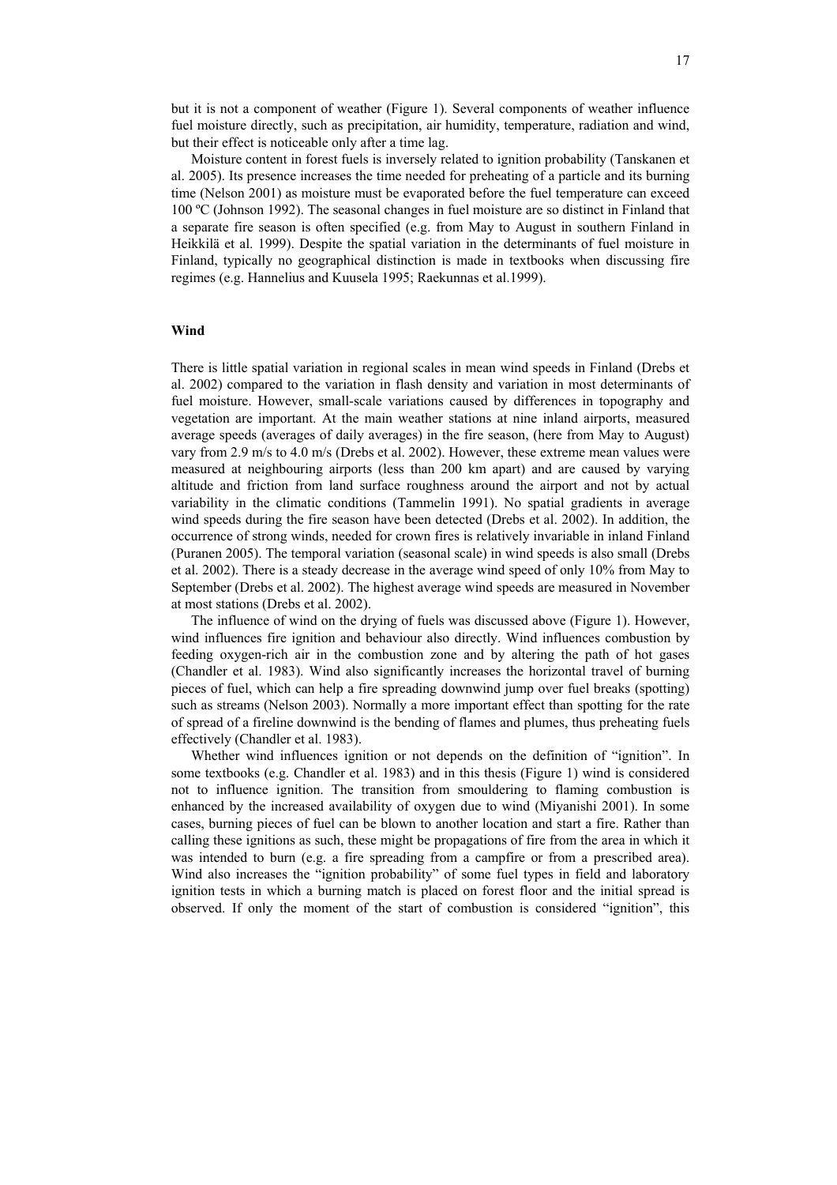but it is not a component of weather (Figure 1). Several components of weather influence fuel moisture directly, such as precipitation, air humidity, temperature, radiation and wind, but their effect is noticeable only after a time lag.

Moisture content in forest fuels is inversely related to ignition probability (Tanskanen et al. 2005). Its presence increases the time needed for preheating of a particle and its burning time (Nelson 2001) as moisture must be evaporated before the fuel temperature can exceed 100 ºC (Johnson 1992). The seasonal changes in fuel moisture are so distinct in Finland that a separate fire season is often specified (e.g. from May to August in southern Finland in Heikkilä et al. 1999). Despite the spatial variation in the determinants of fuel moisture in Finland, typically no geographical distinction is made in textbooks when discussing fire regimes (e.g. Hannelius and Kuusela 1995; Raekunnas et al.1999).

**Wind**

There is little spatial variation in regional scales in mean wind speeds in Finland (Drebs et al. 2002) compared to the variation in flash density and variation in most determinants of fuel moisture. However, small-scale variations caused by differences in topography and vegetation are important. At the main weather stations at nine inland airports, measured average speeds (averages of daily averages) in the fire season, (here from May to August) vary from 2.9 m/s to 4.0 m/s (Drebs et al. 2002). However, these extreme mean values were measured at neighbouring airports (less than 200 km apart) and are caused by varying altitude and friction from land surface roughness around the airport and not by actual variability in the climatic conditions (Tammelin 1991). No spatial gradients in average wind speeds during the fire season have been detected (Drebs et al. 2002). In addition, the occurrence of strong winds, needed for crown fires is relatively invariable in inland Finland (Puranen 2005). The temporal variation (seasonal scale) in wind speeds is also small (Drebs et al. 2002). There is a steady decrease in the average wind speed of only 10% from May to September (Drebs et al. 2002). The highest average wind speeds are measured in November at most stations (Drebs et al. 2002).

The influence of wind on the drying of fuels was discussed above (Figure 1). However, wind influences fire ignition and behaviour also directly. Wind influences combustion by feeding oxygen-rich air in the combustion zone and by altering the path of hot gases (Chandler et al. 1983). Wind also significantly increases the horizontal travel of burning pieces of fuel, which can help a fire spreading downwind jump over fuel breaks (spotting) such as streams (Nelson 2003). Normally a more important effect than spotting for the rate of spread of a fireline downwind is the bending of flames and plumes, thus preheating fuels effectively (Chandler et al. 1983).

Whether wind influences ignition or not depends on the definition of "ignition". In some textbooks (e.g. Chandler et al. 1983) and in this thesis (Figure 1) wind is considered not to influence ignition. The transition from smouldering to flaming combustion is enhanced by the increased availability of oxygen due to wind (Miyanishi 2001). In some cases, burning pieces of fuel can be blown to another location and start a fire. Rather than calling these ignitions as such, these might be propagations of fire from the area in which it was intended to burn (e.g. a fire spreading from a campfire or from a prescribed area). Wind also increases the "ignition probability" of some fuel types in field and laboratory ignition tests in which a burning match is placed on forest floor and the initial spread is observed. If only the moment of the start of combustion is considered "ignition", this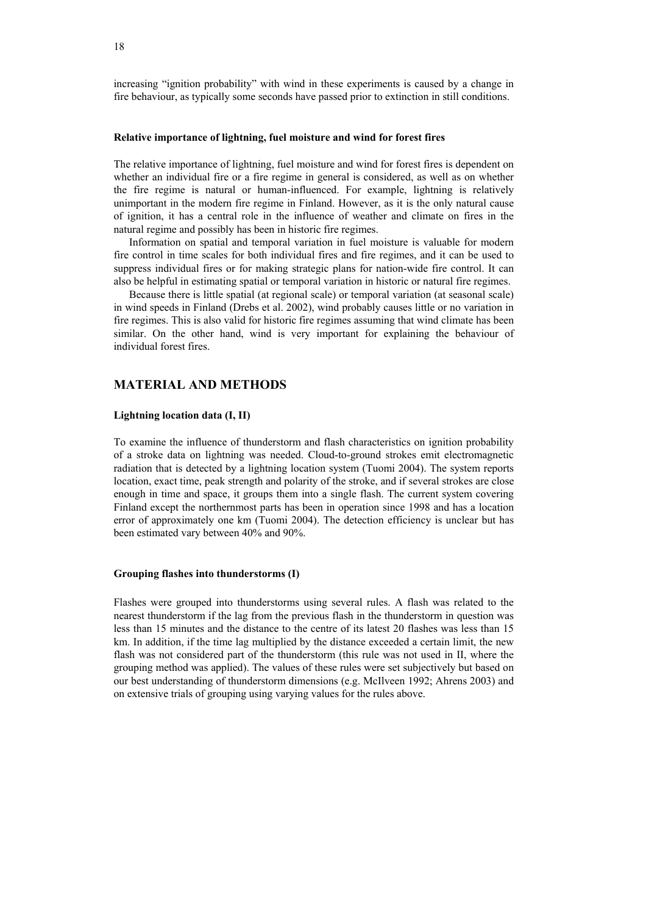increasing "ignition probability" with wind in these experiments is caused by a change in fire behaviour, as typically some seconds have passed prior to extinction in still conditions.

### Relative importance of lightning, fuel moisture and wind for forest fires

The relative importance of lightning, fuel moisture and wind for forest fires is dependent on whether an individual fire or a fire regime in general is considered, as well as on whether the fire regime is natural or human-influenced. For example, lightning is relatively unimportant in the modern fire regime in Finland. However, as it is the only natural cause of ignition, it has a central role in the influence of weather and climate on fires in the natural regime and possibly has been in historic fire regimes.

Information on spatial and temporal variation in fuel moisture is valuable for modern fire control in time scales for both individual fires and fire regimes, and it can be used to suppress individual fires or for making strategic plans for nation-wide fire control. It can also be helpful in estimating spatial or temporal variation in historic or natural fire regimes.

Because there is little spatial (at regional scale) or temporal variation (at seasonal scale) in wind speeds in Finland (Drebs et al. 2002), wind probably causes little or no variation in fire regimes. This is also valid for historic fire regimes assuming that wind climate has been similar. On the other hand, wind is very important for explaining the behaviour of individual forest fires.

## MATERIAL AND METHODS

### Lightning location data (I, II)

To examine the influence of thunderstorm and flash characteristics on ignition probability of a stroke data on lightning was needed. Cloud-to-ground strokes emit electromagnetic radiation that is detected by a lightning location system (Tuomi 2004). The system reports location, exact time, peak strength and polarity of the stroke, and if several strokes are close enough in time and space, it groups them into a single flash. The current system covering Finland except the northernmost parts has been in operation since 1998 and has a location error of approximately one km (Tuomi 2004). The detection efficiency is unclear but has been estimated vary between 40% and 90%.

### Grouping flashes into thunderstorms (I)

Flashes were grouped into thunderstorms using several rules. A flash was related to the nearest thunderstorm if the lag from the previous flash in the thunderstorm in question was less than 15 minutes and the distance to the centre of its latest 20 flashes was less than 15 km. In addition, if the time lag multiplied by the distance exceeded a certain limit, the new flash was not considered part of the thunderstorm (this rule was not used in II, where the grouping method was applied). The values of these rules were set subjectively but based on our best understanding of thunderstorm dimensions (e.g. McIlveen 1992; Ahrens 2003) and on extensive trials of grouping using varying values for the rules above.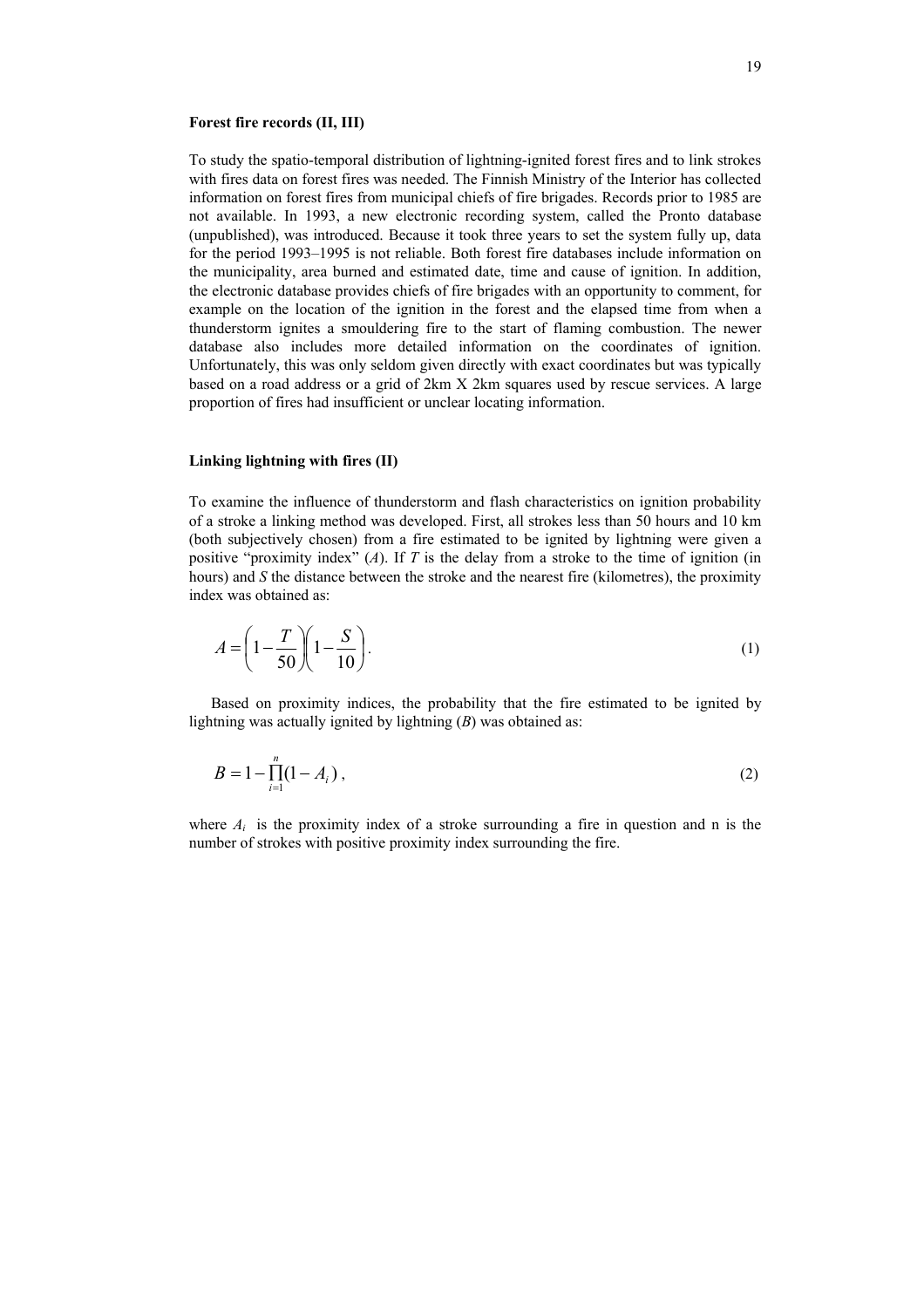**Forest fire records (II, III)**

To study the spatio-temporal distribution of lightning-ignited forest fires and to link strokes with fires data on forest fires was needed. The Finnish Ministry of the Interior has collected information on forest fires from municipal chiefs of fire brigades. Records prior to 1985 are not available. In 1993, a new electronic recording system, called the Pronto database (unpublished), was introduced. Because it took three years to set the system fully up, data for the period 1993–1995 is not reliable. Both forest fire databases include information on the municipality, area burned and estimated date, time and cause of ignition. In addition, the electronic database provides chiefs of fire brigades with an opportunity to comment, for example on the location of the ignition in the forest and the elapsed time from when a thunderstorm ignites a smouldering fire to the start of flaming combustion. The newer database also includes more detailed information on the coordinates of ignition. Unfortunately, this was only seldom given directly with exact coordinates but was typically based on a road address or a grid of 2km X 2km squares used by rescue services. A large proportion of fires had insufficient or unclear locating information.

**Linking lightning with fires (II)**

To examine the influence of thunderstorm and flash characteristics on ignition probability of a stroke a linking method was developed. First, all strokes less than 50 hours and 10 km (both subjectively chosen) from a fire estimated to be ignited by lightning were given a positive "proximity index" ($A$). If $T$ is the delay from a stroke to the time of ignition (in hours) and $S$ the distance between the stroke and the nearest fire (kilometres), the proximity index was obtained as:

$$A = \left(1 - \frac{T}{50}\right)\left(1 - \frac{S}{10}\right). \tag{1}$$

Based on proximity indices, the probability that the fire estimated to be ignited by lightning was actually ignited by lightning ($B$) was obtained as:

$$B = 1 - \prod_{i=1}^{n}(1 - A_i)\,, \tag{2}$$

where $A_i$ is the proximity index of a stroke surrounding a fire in question and n is the number of strokes with positive proximity index surrounding the fire.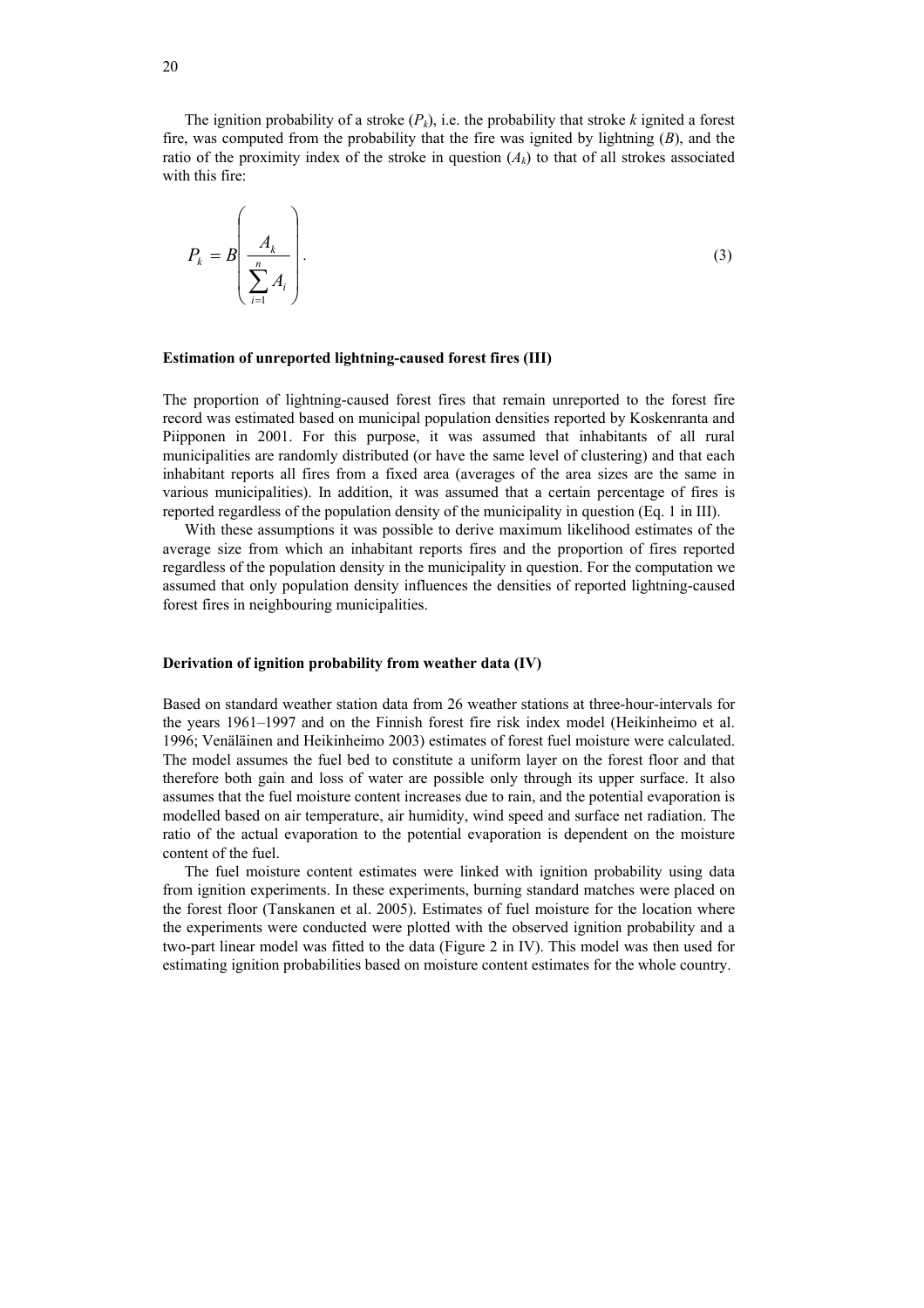The ignition probability of a stroke ($P_k$), i.e. the probability that stroke $k$ ignited a forest fire, was computed from the probability that the fire was ignited by lightning ($B$), and the ratio of the proximity index of the stroke in question ($A_k$) to that of all strokes associated with this fire:

$$P_k = B\left(\frac{A_k}{\sum_{i=1}^{n} A_i}\right). \tag{3}$$

**Estimation of unreported lightning-caused forest fires (III)**

The proportion of lightning-caused forest fires that remain unreported to the forest fire record was estimated based on municipal population densities reported by Koskenranta and Piipponen in 2001. For this purpose, it was assumed that inhabitants of all rural municipalities are randomly distributed (or have the same level of clustering) and that each inhabitant reports all fires from a fixed area (averages of the area sizes are the same in various municipalities). In addition, it was assumed that a certain percentage of fires is reported regardless of the population density of the municipality in question (Eq. 1 in III).

With these assumptions it was possible to derive maximum likelihood estimates of the average size from which an inhabitant reports fires and the proportion of fires reported regardless of the population density in the municipality in question. For the computation we assumed that only population density influences the densities of reported lightning-caused forest fires in neighbouring municipalities.

**Derivation of ignition probability from weather data (IV)**

Based on standard weather station data from 26 weather stations at three-hour-intervals for the years 1961–1997 and on the Finnish forest fire risk index model (Heikinheimo et al. 1996; Venäläinen and Heikinheimo 2003) estimates of forest fuel moisture were calculated. The model assumes the fuel bed to constitute a uniform layer on the forest floor and that therefore both gain and loss of water are possible only through its upper surface. It also assumes that the fuel moisture content increases due to rain, and the potential evaporation is modelled based on air temperature, air humidity, wind speed and surface net radiation. The ratio of the actual evaporation to the potential evaporation is dependent on the moisture content of the fuel.

The fuel moisture content estimates were linked with ignition probability using data from ignition experiments. In these experiments, burning standard matches were placed on the forest floor (Tanskanen et al. 2005). Estimates of fuel moisture for the location where the experiments were conducted were plotted with the observed ignition probability and a two-part linear model was fitted to the data (Figure 2 in IV). This model was then used for estimating ignition probabilities based on moisture content estimates for the whole country.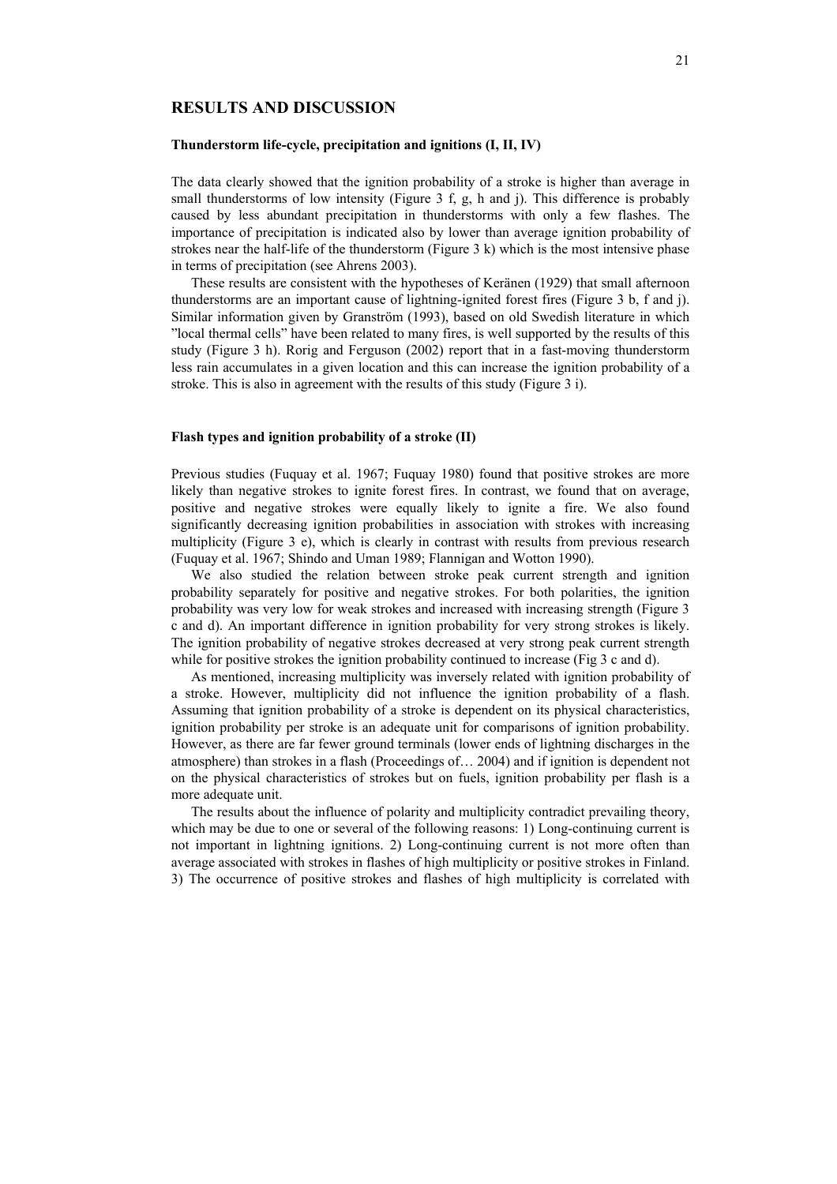## RESULTS AND DISCUSSION

### Thunderstorm life-cycle, precipitation and ignitions (I, II, IV)

The data clearly showed that the ignition probability of a stroke is higher than average in small thunderstorms of low intensity (Figure 3 f, g, h and j). This difference is probably caused by less abundant precipitation in thunderstorms with only a few flashes. The importance of precipitation is indicated also by lower than average ignition probability of strokes near the half-life of the thunderstorm (Figure 3 k) which is the most intensive phase in terms of precipitation (see Ahrens 2003).

These results are consistent with the hypotheses of Keränen (1929) that small afternoon thunderstorms are an important cause of lightning-ignited forest fires (Figure 3 b, f and j). Similar information given by Granström (1993), based on old Swedish literature in which "local thermal cells" have been related to many fires, is well supported by the results of this study (Figure 3 h). Rorig and Ferguson (2002) report that in a fast-moving thunderstorm less rain accumulates in a given location and this can increase the ignition probability of a stroke. This is also in agreement with the results of this study (Figure 3 i).

### Flash types and ignition probability of a stroke (II)

Previous studies (Fuquay et al. 1967; Fuquay 1980) found that positive strokes are more likely than negative strokes to ignite forest fires. In contrast, we found that on average, positive and negative strokes were equally likely to ignite a fire. We also found significantly decreasing ignition probabilities in association with strokes with increasing multiplicity (Figure 3 e), which is clearly in contrast with results from previous research (Fuquay et al. 1967; Shindo and Uman 1989; Flannigan and Wotton 1990).

We also studied the relation between stroke peak current strength and ignition probability separately for positive and negative strokes. For both polarities, the ignition probability was very low for weak strokes and increased with increasing strength (Figure 3 c and d). An important difference in ignition probability for very strong strokes is likely. The ignition probability of negative strokes decreased at very strong peak current strength while for positive strokes the ignition probability continued to increase (Fig 3 c and d).

As mentioned, increasing multiplicity was inversely related with ignition probability of a stroke. However, multiplicity did not influence the ignition probability of a flash. Assuming that ignition probability of a stroke is dependent on its physical characteristics, ignition probability per stroke is an adequate unit for comparisons of ignition probability. However, as there are far fewer ground terminals (lower ends of lightning discharges in the atmosphere) than strokes in a flash (Proceedings of… 2004) and if ignition is dependent not on the physical characteristics of strokes but on fuels, ignition probability per flash is a more adequate unit.

The results about the influence of polarity and multiplicity contradict prevailing theory, which may be due to one or several of the following reasons: 1) Long-continuing current is not important in lightning ignitions. 2) Long-continuing current is not more often than average associated with strokes in flashes of high multiplicity or positive strokes in Finland. 3) The occurrence of positive strokes and flashes of high multiplicity is correlated with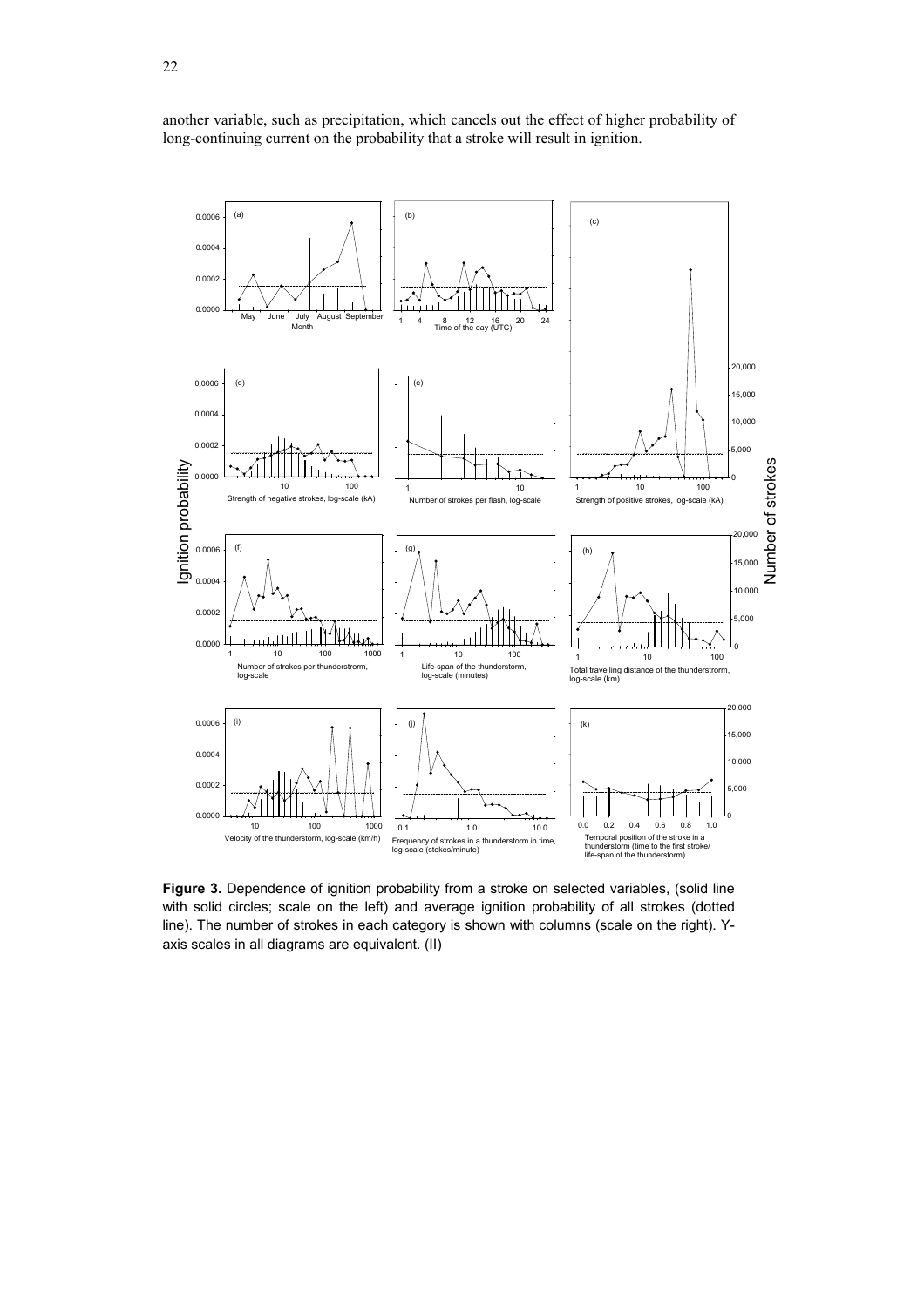another variable, such as precipitation, which cancels out the effect of higher probability of long-continuing current on the probability that a stroke will result in ignition.

**Figure 3.** Dependence of ignition probability from a stroke on selected variables, (solid line with solid circles; scale on the left) and average ignition probability of all strokes (dotted line). The number of strokes in each category is shown with columns (scale on the right). Y-axis scales in all diagrams are equivalent. (II)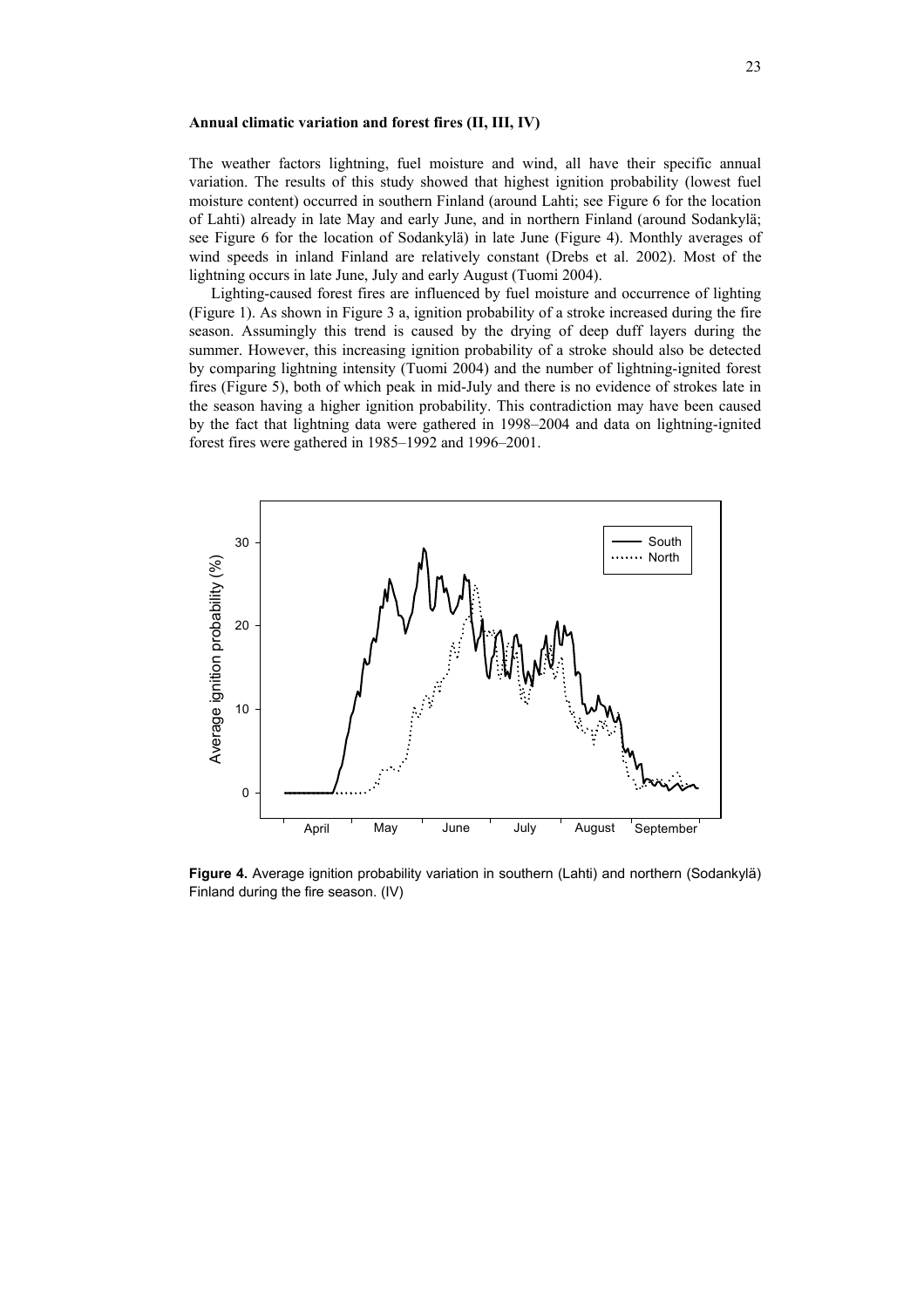**Annual climatic variation and forest fires (II, III, IV)**

The weather factors lightning, fuel moisture and wind, all have their specific annual variation. The results of this study showed that highest ignition probability (lowest fuel moisture content) occurred in southern Finland (around Lahti; see Figure 6 for the location of Lahti) already in late May and early June, and in northern Finland (around Sodankylä; see Figure 6 for the location of Sodankylä) in late June (Figure 4). Monthly averages of wind speeds in inland Finland are relatively constant (Drebs et al. 2002). Most of the lightning occurs in late June, July and early August (Tuomi 2004).

Lighting-caused forest fires are influenced by fuel moisture and occurrence of lighting (Figure 1). As shown in Figure 3 a, ignition probability of a stroke increased during the fire season. Assumingly this trend is caused by the drying of deep duff layers during the summer. However, this increasing ignition probability of a stroke should also be detected by comparing lightning intensity (Tuomi 2004) and the number of lightning-ignited forest fires (Figure 5), both of which peak in mid-July and there is no evidence of strokes late in the season having a higher ignition probability. This contradiction may have been caused by the fact that lightning data were gathered in 1998–2004 and data on lightning-ignited forest fires were gathered in 1985–1992 and 1996–2001.

**Figure 4.** Average ignition probability variation in southern (Lahti) and northern (Sodankylä) Finland during the fire season. (IV)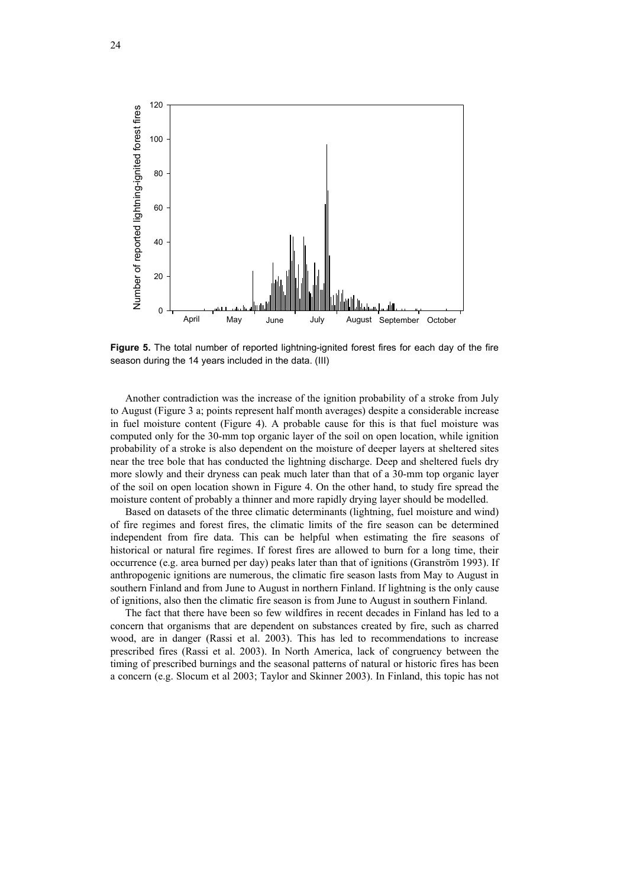**Figure 5.** The total number of reported lightning-ignited forest fires for each day of the fire season during the 14 years included in the data. (III)

Another contradiction was the increase of the ignition probability of a stroke from July to August (Figure 3 a; points represent half month averages) despite a considerable increase in fuel moisture content (Figure 4). A probable cause for this is that fuel moisture was computed only for the 30-mm top organic layer of the soil on open location, while ignition probability of a stroke is also dependent on the moisture of deeper layers at sheltered sites near the tree bole that has conducted the lightning discharge. Deep and sheltered fuels dry more slowly and their dryness can peak much later than that of a 30-mm top organic layer of the soil on open location shown in Figure 4. On the other hand, to study fire spread the moisture content of probably a thinner and more rapidly drying layer should be modelled.

Based on datasets of the three climatic determinants (lightning, fuel moisture and wind) of fire regimes and forest fires, the climatic limits of the fire season can be determined independent from fire data. This can be helpful when estimating the fire seasons of historical or natural fire regimes. If forest fires are allowed to burn for a long time, their occurrence (e.g. area burned per day) peaks later than that of ignitions (Granström 1993). If anthropogenic ignitions are numerous, the climatic fire season lasts from May to August in southern Finland and from June to August in northern Finland. If lightning is the only cause of ignitions, also then the climatic fire season is from June to August in southern Finland.

The fact that there have been so few wildfires in recent decades in Finland has led to a concern that organisms that are dependent on substances created by fire, such as charred wood, are in danger (Rassi et al. 2003). This has led to recommendations to increase prescribed fires (Rassi et al. 2003). In North America, lack of congruency between the timing of prescribed burnings and the seasonal patterns of natural or historic fires has been a concern (e.g. Slocum et al 2003; Taylor and Skinner 2003). In Finland, this topic has not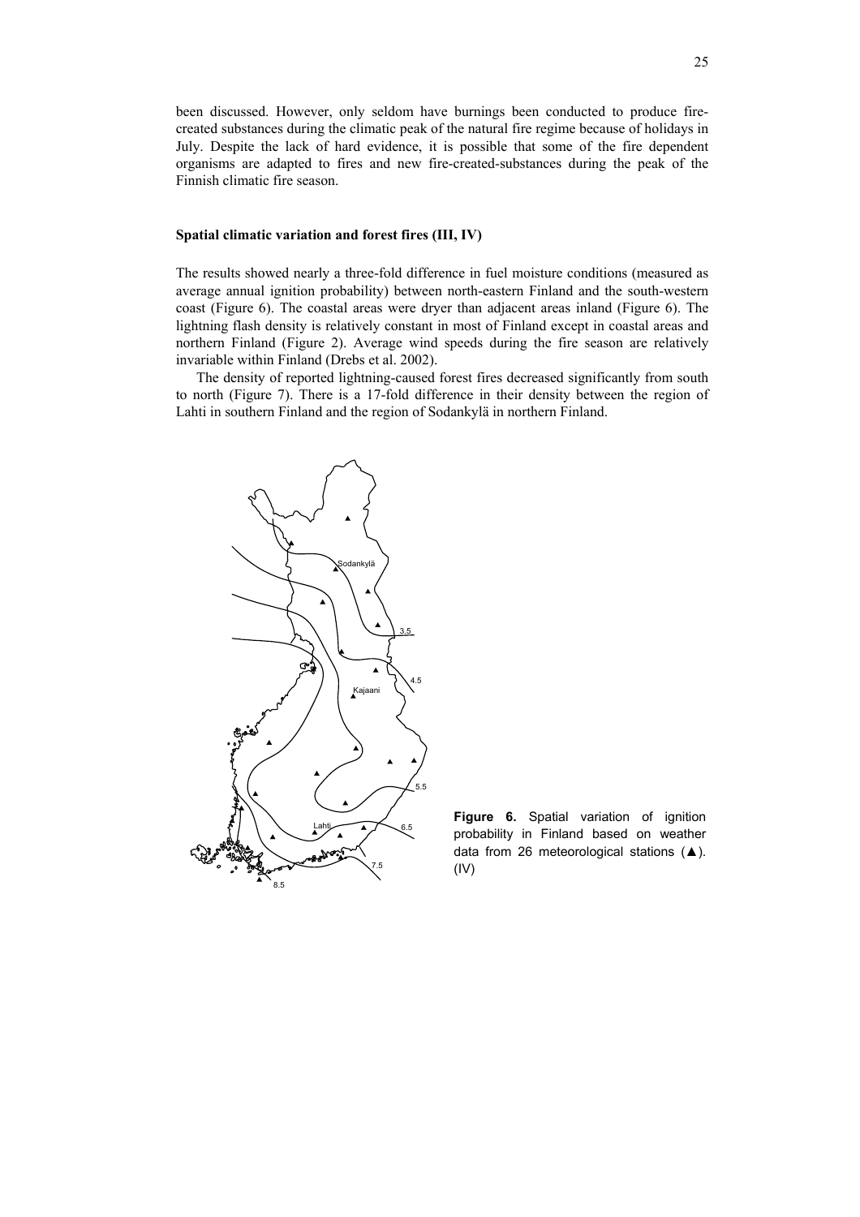been discussed. However, only seldom have burnings been conducted to produce fire-created substances during the climatic peak of the natural fire regime because of holidays in July. Despite the lack of hard evidence, it is possible that some of the fire dependent organisms are adapted to fires and new fire-created-substances during the peak of the Finnish climatic fire season.

### Spatial climatic variation and forest fires (III, IV)

The results showed nearly a three-fold difference in fuel moisture conditions (measured as average annual ignition probability) between north-eastern Finland and the south-western coast (Figure 6). The coastal areas were dryer than adjacent areas inland (Figure 6). The lightning flash density is relatively constant in most of Finland except in coastal areas and northern Finland (Figure 2). Average wind speeds during the fire season are relatively invariable within Finland (Drebs et al. 2002).

The density of reported lightning-caused forest fires decreased significantly from south to north (Figure 7). There is a 17-fold difference in their density between the region of Lahti in southern Finland and the region of Sodankylä in northern Finland.

**Figure 6.** Spatial variation of ignition probability in Finland based on weather data from 26 meteorological stations (▲). (IV)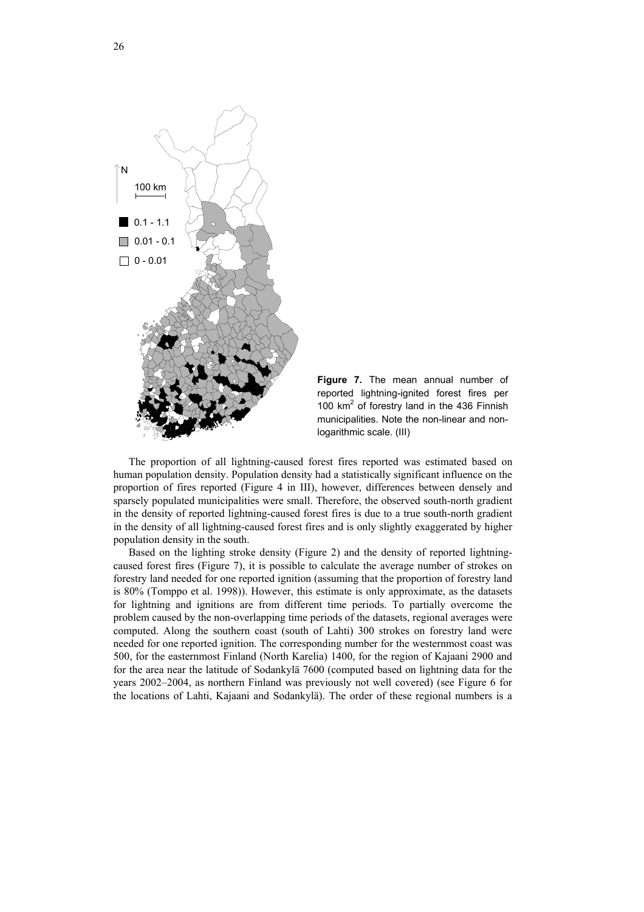**Figure 7.** The mean annual number of reported lightning-ignited forest fires per 100 km$^2$ of forestry land in the 436 Finnish municipalities. Note the non-linear and non-logarithmic scale. (III)

The proportion of all lightning-caused forest fires reported was estimated based on human population density. Population density had a statistically significant influence on the proportion of fires reported (Figure 4 in III), however, differences between densely and sparsely populated municipalities were small. Therefore, the observed south-north gradient in the density of reported lightning-caused forest fires is due to a true south-north gradient in the density of all lightning-caused forest fires and is only slightly exaggerated by higher population density in the south.

Based on the lighting stroke density (Figure 2) and the density of reported lightning-caused forest fires (Figure 7), it is possible to calculate the average number of strokes on forestry land needed for one reported ignition (assuming that the proportion of forestry land is 80% (Tomppo et al. 1998)). However, this estimate is only approximate, as the datasets for lightning and ignitions are from different time periods. To partially overcome the problem caused by the non-overlapping time periods of the datasets, regional averages were computed. Along the southern coast (south of Lahti) 300 strokes on forestry land were needed for one reported ignition. The corresponding number for the westernmost coast was 500, for the easternmost Finland (North Karelia) 1400, for the region of Kajaani 2900 and for the area near the latitude of Sodankylä 7600 (computed based on lightning data for the years 2002–2004, as northern Finland was previously not well covered) (see Figure 6 for the locations of Lahti, Kajaani and Sodankylä). The order of these regional numbers is a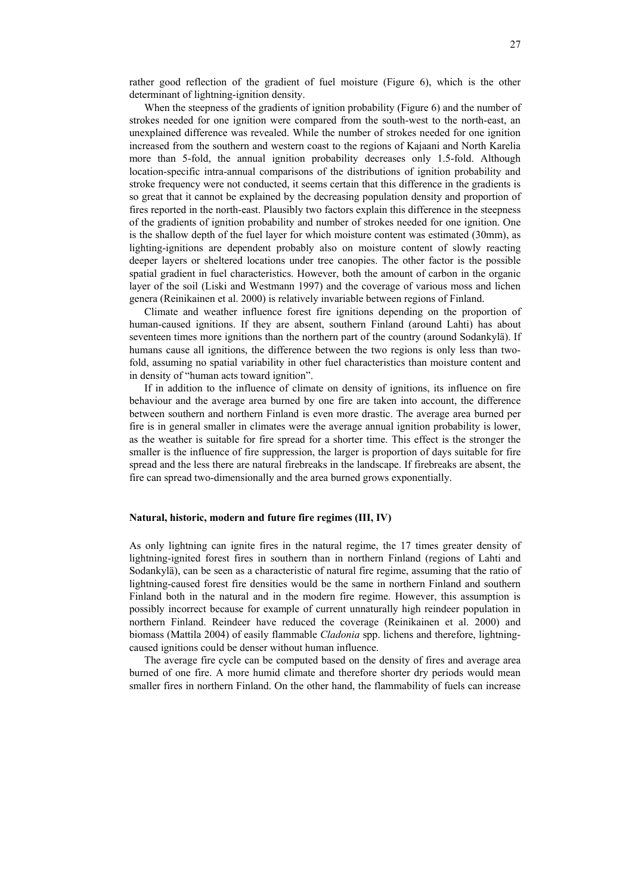rather good reflection of the gradient of fuel moisture (Figure 6), which is the other determinant of lightning-ignition density.

When the steepness of the gradients of ignition probability (Figure 6) and the number of strokes needed for one ignition were compared from the south-west to the north-east, an unexplained difference was revealed. While the number of strokes needed for one ignition increased from the southern and western coast to the regions of Kajaani and North Karelia more than 5-fold, the annual ignition probability decreases only 1.5-fold. Although location-specific intra-annual comparisons of the distributions of ignition probability and stroke frequency were not conducted, it seems certain that this difference in the gradients is so great that it cannot be explained by the decreasing population density and proportion of fires reported in the north-east. Plausibly two factors explain this difference in the steepness of the gradients of ignition probability and number of strokes needed for one ignition. One is the shallow depth of the fuel layer for which moisture content was estimated (30mm), as lighting-ignitions are dependent probably also on moisture content of slowly reacting deeper layers or sheltered locations under tree canopies. The other factor is the possible spatial gradient in fuel characteristics. However, both the amount of carbon in the organic layer of the soil (Liski and Westmann 1997) and the coverage of various moss and lichen genera (Reinikainen et al. 2000) is relatively invariable between regions of Finland.

Climate and weather influence forest fire ignitions depending on the proportion of human-caused ignitions. If they are absent, southern Finland (around Lahti) has about seventeen times more ignitions than the northern part of the country (around Sodankylä). If humans cause all ignitions, the difference between the two regions is only less than two-fold, assuming no spatial variability in other fuel characteristics than moisture content and in density of "human acts toward ignition".

If in addition to the influence of climate on density of ignitions, its influence on fire behaviour and the average area burned by one fire are taken into account, the difference between southern and northern Finland is even more drastic. The average area burned per fire is in general smaller in climates were the average annual ignition probability is lower, as the weather is suitable for fire spread for a shorter time. This effect is the stronger the smaller is the influence of fire suppression, the larger is proportion of days suitable for fire spread and the less there are natural firebreaks in the landscape. If firebreaks are absent, the fire can spread two-dimensionally and the area burned grows exponentially.

#### Natural, historic, modern and future fire regimes (III, IV)

As only lightning can ignite fires in the natural regime, the 17 times greater density of lightning-ignited forest fires in southern than in northern Finland (regions of Lahti and Sodankylä), can be seen as a characteristic of natural fire regime, assuming that the ratio of lightning-caused forest fire densities would be the same in northern Finland and southern Finland both in the natural and in the modern fire regime. However, this assumption is possibly incorrect because for example of current unnaturally high reindeer population in northern Finland. Reindeer have reduced the coverage (Reinikainen et al. 2000) and biomass (Mattila 2004) of easily flammable *Cladonia* spp. lichens and therefore, lightning-caused ignitions could be denser without human influence.

The average fire cycle can be computed based on the density of fires and average area burned of one fire. A more humid climate and therefore shorter dry periods would mean smaller fires in northern Finland. On the other hand, the flammability of fuels can increase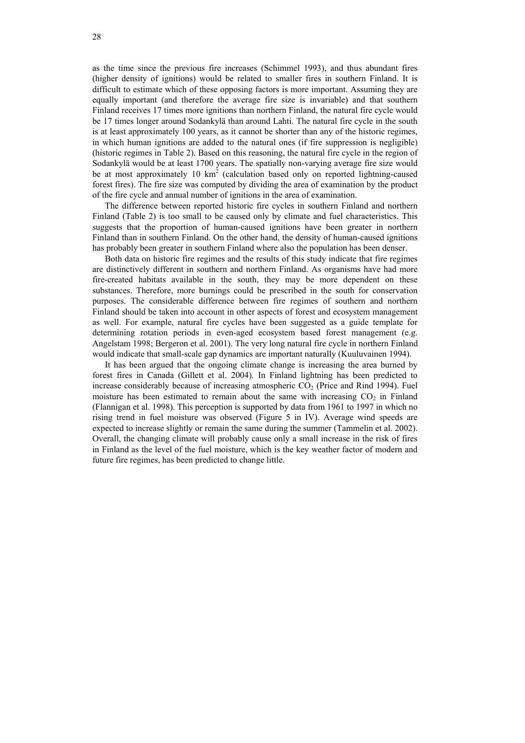as the time since the previous fire increases (Schimmel 1993), and thus abundant fires (higher density of ignitions) would be related to smaller fires in southern Finland. It is difficult to estimate which of these opposing factors is more important. Assuming they are equally important (and therefore the average fire size is invariable) and that southern Finland receives 17 times more ignitions than northern Finland, the natural fire cycle would be 17 times longer around Sodankylä than around Lahti. The natural fire cycle in the south is at least approximately 100 years, as it cannot be shorter than any of the historic regimes, in which human ignitions are added to the natural ones (if fire suppression is negligible) (historic regimes in Table 2). Based on this reasoning, the natural fire cycle in the region of Sodankylä would be at least 1700 years. The spatially non-varying average fire size would be at most approximately 10 $km^2$ (calculation based only on reported lightning-caused forest fires). The fire size was computed by dividing the area of examination by the product of the fire cycle and annual number of ignitions in the area of examination.

The difference between reported historic fire cycles in southern Finland and northern Finland (Table 2) is too small to be caused only by climate and fuel characteristics. This suggests that the proportion of human-caused ignitions have been greater in northern Finland than in southern Finland. On the other hand, the density of human-caused ignitions has probably been greater in southern Finland where also the population has been denser.

Both data on historic fire regimes and the results of this study indicate that fire regimes are distinctively different in southern and northern Finland. As organisms have had more fire-created habitats available in the south, they may be more dependent on these substances. Therefore, more burnings could be prescribed in the south for conservation purposes. The considerable difference between fire regimes of southern and northern Finland should be taken into account in other aspects of forest and ecosystem management as well. For example, natural fire cycles have been suggested as a guide template for determining rotation periods in even-aged ecosystem based forest management (e.g. Angelstam 1998; Bergeron et al. 2001). The very long natural fire cycle in northern Finland would indicate that small-scale gap dynamics are important naturally (Kuuluvainen 1994).

It has been argued that the ongoing climate change is increasing the area burned by forest fires in Canada (Gillett et al. 2004). In Finland lightning has been predicted to increase considerably because of increasing atmospheric $CO_2$ (Price and Rind 1994). Fuel moisture has been estimated to remain about the same with increasing $CO_2$ in Finland (Flannigan et al. 1998). This perception is supported by data from 1961 to 1997 in which no rising trend in fuel moisture was observed (Figure 5 in IV). Average wind speeds are expected to increase slightly or remain the same during the summer (Tammelin et al. 2002). Overall, the changing climate will probably cause only a small increase in the risk of fires in Finland as the level of the fuel moisture, which is the key weather factor of modern and future fire regimes, has been predicted to change little.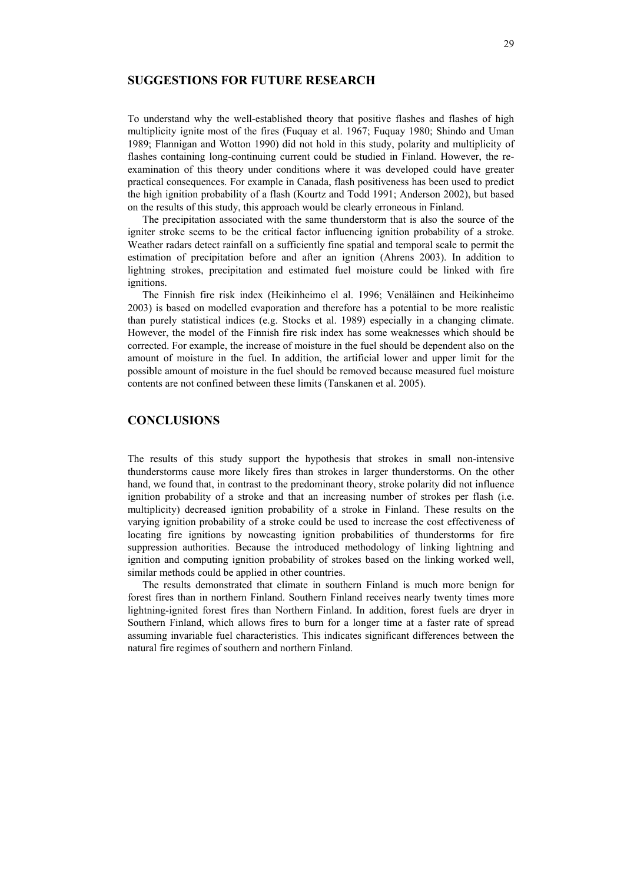## SUGGESTIONS FOR FUTURE RESEARCH

To understand why the well-established theory that positive flashes and flashes of high multiplicity ignite most of the fires (Fuquay et al. 1967; Fuquay 1980; Shindo and Uman 1989; Flannigan and Wotton 1990) did not hold in this study, polarity and multiplicity of flashes containing long-continuing current could be studied in Finland. However, the re-examination of this theory under conditions where it was developed could have greater practical consequences. For example in Canada, flash positiveness has been used to predict the high ignition probability of a flash (Kourtz and Todd 1991; Anderson 2002), but based on the results of this study, this approach would be clearly erroneous in Finland.

The precipitation associated with the same thunderstorm that is also the source of the igniter stroke seems to be the critical factor influencing ignition probability of a stroke. Weather radars detect rainfall on a sufficiently fine spatial and temporal scale to permit the estimation of precipitation before and after an ignition (Ahrens 2003). In addition to lightning strokes, precipitation and estimated fuel moisture could be linked with fire ignitions.

The Finnish fire risk index (Heikinheimo el al. 1996; Venäläinen and Heikinheimo 2003) is based on modelled evaporation and therefore has a potential to be more realistic than purely statistical indices (e.g. Stocks et al. 1989) especially in a changing climate. However, the model of the Finnish fire risk index has some weaknesses which should be corrected. For example, the increase of moisture in the fuel should be dependent also on the amount of moisture in the fuel. In addition, the artificial lower and upper limit for the possible amount of moisture in the fuel should be removed because measured fuel moisture contents are not confined between these limits (Tanskanen et al. 2005).

## CONCLUSIONS

The results of this study support the hypothesis that strokes in small non-intensive thunderstorms cause more likely fires than strokes in larger thunderstorms. On the other hand, we found that, in contrast to the predominant theory, stroke polarity did not influence ignition probability of a stroke and that an increasing number of strokes per flash (i.e. multiplicity) decreased ignition probability of a stroke in Finland. These results on the varying ignition probability of a stroke could be used to increase the cost effectiveness of locating fire ignitions by nowcasting ignition probabilities of thunderstorms for fire suppression authorities. Because the introduced methodology of linking lightning and ignition and computing ignition probability of strokes based on the linking worked well, similar methods could be applied in other countries.

The results demonstrated that climate in southern Finland is much more benign for forest fires than in northern Finland. Southern Finland receives nearly twenty times more lightning-ignited forest fires than Northern Finland. In addition, forest fuels are dryer in Southern Finland, which allows fires to burn for a longer time at a faster rate of spread assuming invariable fuel characteristics. This indicates significant differences between the natural fire regimes of southern and northern Finland.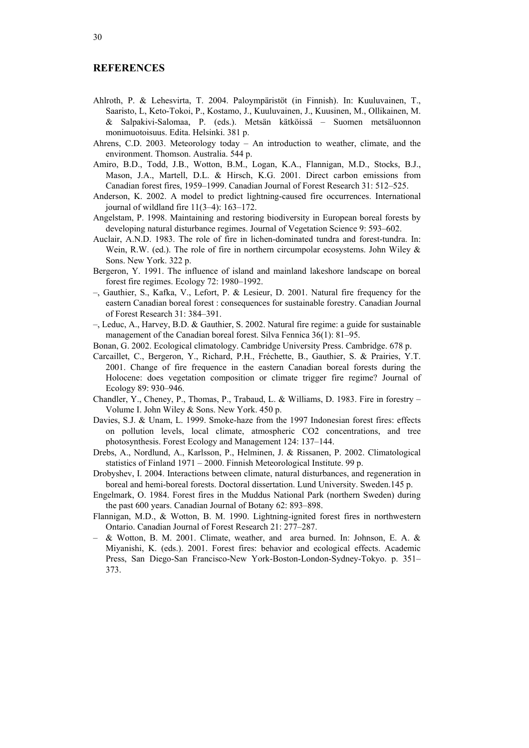## REFERENCES

Ahlroth, P. & Lehesvirta, T. 2004. Paloympäristöt (in Finnish). In: Kuuluvainen, T., Saaristo, L, Keto-Tokoi, P., Kostamo, J., Kuuluvainen, J., Kuusinen, M., Ollikainen, M. & Salpakivi-Salomaa, P. (eds.). Metsän kätköissä – Suomen metsäluonnon monimuotoisuus. Edita. Helsinki. 381 p.

Ahrens, C.D. 2003. Meteorology today – An introduction to weather, climate, and the environment. Thomson. Australia. 544 p.

Amiro, B.D., Todd, J.B., Wotton, B.M., Logan, K.A., Flannigan, M.D., Stocks, B.J., Mason, J.A., Martell, D.L. & Hirsch, K.G. 2001. Direct carbon emissions from Canadian forest fires, 1959–1999. Canadian Journal of Forest Research 31: 512–525.

Anderson, K. 2002. A model to predict lightning-caused fire occurrences. International journal of wildland fire 11(3–4): 163–172.

Angelstam, P. 1998. Maintaining and restoring biodiversity in European boreal forests by developing natural disturbance regimes. Journal of Vegetation Science 9: 593–602.

Auclair, A.N.D. 1983. The role of fire in lichen-dominated tundra and forest-tundra. In: Wein, R.W. (ed.). The role of fire in northern circumpolar ecosystems. John Wiley & Sons. New York. 322 p.

Bergeron, Y. 1991. The influence of island and mainland lakeshore landscape on boreal forest fire regimes. Ecology 72: 1980–1992.

–, Gauthier, S., Kafka, V., Lefort, P. & Lesieur, D. 2001. Natural fire frequency for the eastern Canadian boreal forest : consequences for sustainable forestry. Canadian Journal of Forest Research 31: 384–391.

–, Leduc, A., Harvey, B.D. & Gauthier, S. 2002. Natural fire regime: a guide for sustainable management of the Canadian boreal forest. Silva Fennica 36(1): 81–95.

Bonan, G. 2002. Ecological climatology. Cambridge University Press. Cambridge. 678 p.

Carcaillet, C., Bergeron, Y., Richard, P.H., Fréchette, B., Gauthier, S. & Prairies, Y.T. 2001. Change of fire frequence in the eastern Canadian boreal forests during the Holocene: does vegetation composition or climate trigger fire regime? Journal of Ecology 89: 930–946.

Chandler, Y., Cheney, P., Thomas, P., Trabaud, L. & Williams, D. 1983. Fire in forestry – Volume I. John Wiley & Sons. New York. 450 p.

Davies, S.J. & Unam, L. 1999. Smoke-haze from the 1997 Indonesian forest fires: effects on pollution levels, local climate, atmospheric $CO_2$ concentrations, and tree photosynthesis. Forest Ecology and Management 124: 137–144.

Drebs, A., Nordlund, A., Karlsson, P., Helminen, J. & Rissanen, P. 2002. Climatological statistics of Finland 1971 – 2000. Finnish Meteorological Institute. 99 p.

Drobyshev, I. 2004. Interactions between climate, natural disturbances, and regeneration in boreal and hemi-boreal forests. Doctoral dissertation. Lund University. Sweden.145 p.

Engelmark, O. 1984. Forest fires in the Muddus National Park (northern Sweden) during the past 600 years. Canadian Journal of Botany 62: 893–898.

Flannigan, M.D., & Wotton, B. M. 1990. Lightning-ignited forest fires in northwestern Ontario. Canadian Journal of Forest Research 21: 277–287.

– & Wotton, B. M. 2001. Climate, weather, and area burned. In: Johnson, E. A. & Miyanishi, K. (eds.). 2001. Forest fires: behavior and ecological effects. Academic Press, San Diego-San Francisco-New York-Boston-London-Sydney-Tokyo. p. 351–373.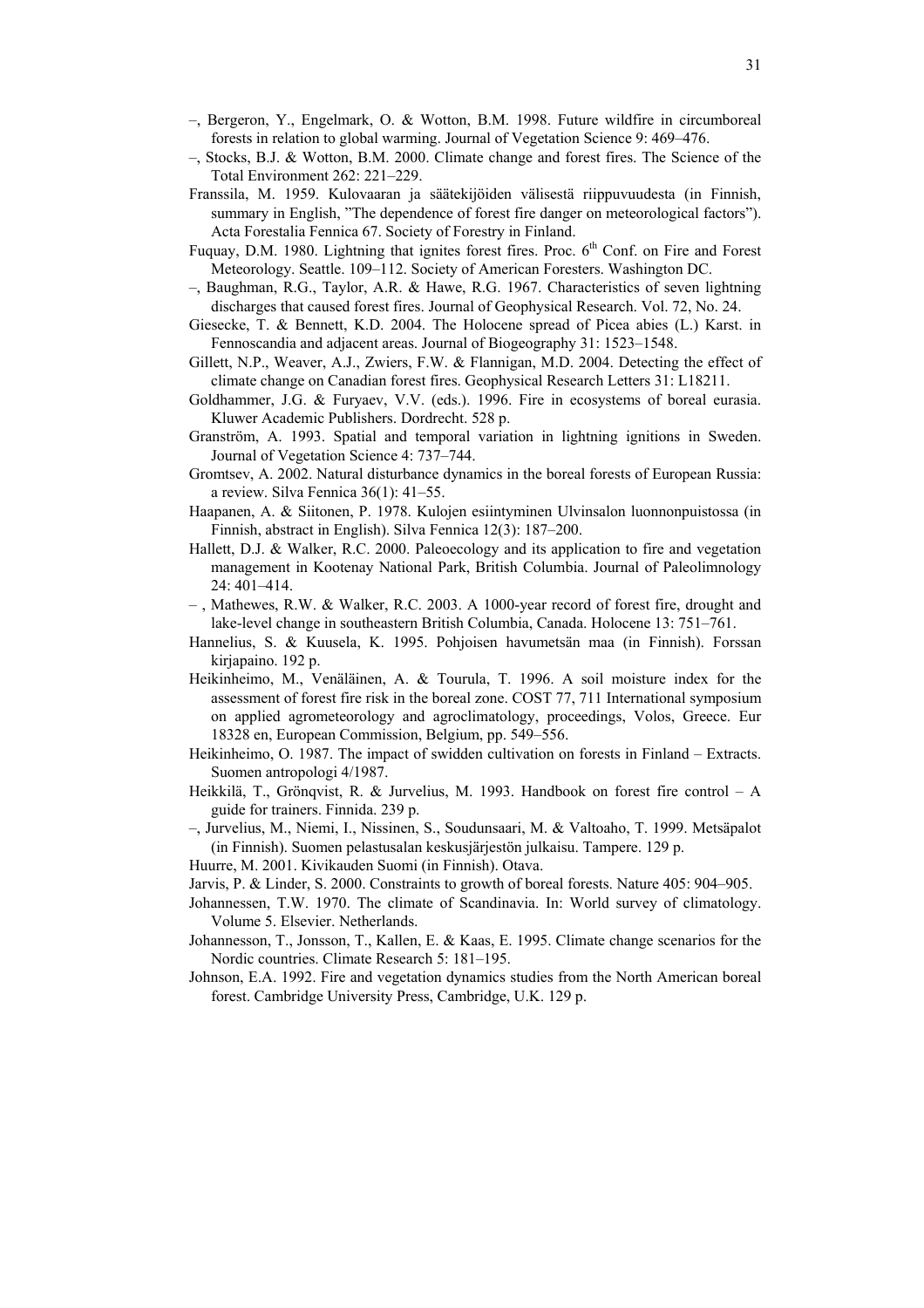–, Bergeron, Y., Engelmark, O. & Wotton, B.M. 1998. Future wildfire in circumboreal forests in relation to global warming. Journal of Vegetation Science 9: 469–476.

–, Stocks, B.J. & Wotton, B.M. 2000. Climate change and forest fires. The Science of the Total Environment 262: 221–229.

Franssila, M. 1959. Kulovaaran ja säätekijöiden välisestä riippuvuudesta (in Finnish, summary in English, "The dependence of forest fire danger on meteorological factors"). Acta Forestalia Fennica 67. Society of Forestry in Finland.

Fuquay, D.M. 1980. Lightning that ignites forest fires. Proc. 6th Conf. on Fire and Forest Meteorology. Seattle. 109–112. Society of American Foresters. Washington DC.

–, Baughman, R.G., Taylor, A.R. & Hawe, R.G. 1967. Characteristics of seven lightning discharges that caused forest fires. Journal of Geophysical Research. Vol. 72, No. 24.

Giesecke, T. & Bennett, K.D. 2004. The Holocene spread of Picea abies (L.) Karst. in Fennoscandia and adjacent areas. Journal of Biogeography 31: 1523–1548.

Gillett, N.P., Weaver, A.J., Zwiers, F.W. & Flannigan, M.D. 2004. Detecting the effect of climate change on Canadian forest fires. Geophysical Research Letters 31: L18211.

Goldhammer, J.G. & Furyaev, V.V. (eds.). 1996. Fire in ecosystems of boreal eurasia. Kluwer Academic Publishers. Dordrecht. 528 p.

Granström, A. 1993. Spatial and temporal variation in lightning ignitions in Sweden. Journal of Vegetation Science 4: 737–744.

Gromtsev, A. 2002. Natural disturbance dynamics in the boreal forests of European Russia: a review. Silva Fennica 36(1): 41–55.

Haapanen, A. & Siitonen, P. 1978. Kulojen esiintyminen Ulvinsalon luonnonpuistossa (in Finnish, abstract in English). Silva Fennica 12(3): 187–200.

Hallett, D.J. & Walker, R.C. 2000. Paleoecology and its application to fire and vegetation management in Kootenay National Park, British Columbia. Journal of Paleolimnology 24: 401–414.

– , Mathewes, R.W. & Walker, R.C. 2003. A 1000-year record of forest fire, drought and lake-level change in southeastern British Columbia, Canada. Holocene 13: 751–761.

Hannelius, S. & Kuusela, K. 1995. Pohjoisen havumetsän maa (in Finnish). Forssan kirjapaino. 192 p.

Heikinheimo, M., Venäläinen, A. & Tourula, T. 1996. A soil moisture index for the assessment of forest fire risk in the boreal zone. COST 77, 711 International symposium on applied agrometeorology and agroclimatology, proceedings, Volos, Greece. Eur 18328 en, European Commission, Belgium, pp. 549–556.

Heikinheimo, O. 1987. The impact of swidden cultivation on forests in Finland – Extracts. Suomen antropologi 4/1987.

Heikkilä, T., Grönqvist, R. & Jurvelius, M. 1993. Handbook on forest fire control – A guide for trainers. Finnida. 239 p.

–, Jurvelius, M., Niemi, I., Nissinen, S., Soudunsaari, M. & Valtoaho, T. 1999. Metsäpalot (in Finnish). Suomen pelastusalan keskusjärjestön julkaisu. Tampere. 129 p.

Huurre, M. 2001. Kivikauden Suomi (in Finnish). Otava.

Jarvis, P. & Linder, S. 2000. Constraints to growth of boreal forests. Nature 405: 904–905.

Johannessen, T.W. 1970. The climate of Scandinavia. In: World survey of climatology. Volume 5. Elsevier. Netherlands.

Johannesson, T., Jonsson, T., Kallen, E. & Kaas, E. 1995. Climate change scenarios for the Nordic countries. Climate Research 5: 181–195.

Johnson, E.A. 1992. Fire and vegetation dynamics studies from the North American boreal forest. Cambridge University Press, Cambridge, U.K. 129 p.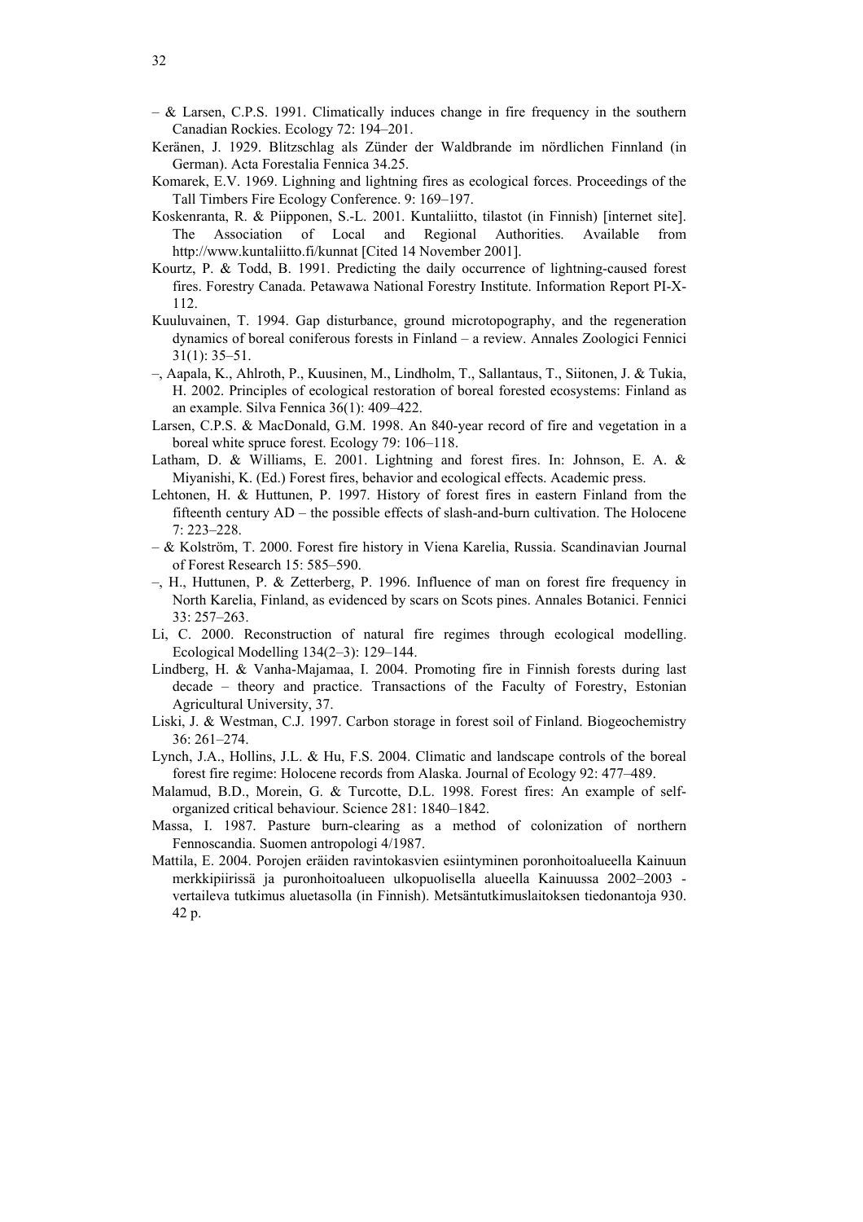– & Larsen, C.P.S. 1991. Climatically induces change in fire frequency in the southern Canadian Rockies. Ecology 72: 194–201.

Keränen, J. 1929. Blitzschlag als Zünder der Waldbrande im nördlichen Finnland (in German). Acta Forestalia Fennica 34.25.

Komarek, E.V. 1969. Lighning and lightning fires as ecological forces. Proceedings of the Tall Timbers Fire Ecology Conference. 9: 169–197.

Koskenranta, R. & Piipponen, S.-L. 2001. Kuntaliitto, tilastot (in Finnish) [internet site]. The Association of Local and Regional Authorities. Available from http://www.kuntaliitto.fi/kunnat [Cited 14 November 2001].

Kourtz, P. & Todd, B. 1991. Predicting the daily occurrence of lightning-caused forest fires. Forestry Canada. Petawawa National Forestry Institute. Information Report PI-X-112.

Kuuluvainen, T. 1994. Gap disturbance, ground microtopography, and the regeneration dynamics of boreal coniferous forests in Finland – a review. Annales Zoologici Fennici 31(1): 35–51.

–, Aapala, K., Ahlroth, P., Kuusinen, M., Lindholm, T., Sallantaus, T., Siitonen, J. & Tukia, H. 2002. Principles of ecological restoration of boreal forested ecosystems: Finland as an example. Silva Fennica 36(1): 409–422.

Larsen, C.P.S. & MacDonald, G.M. 1998. An 840-year record of fire and vegetation in a boreal white spruce forest. Ecology 79: 106–118.

Latham, D. & Williams, E. 2001. Lightning and forest fires. In: Johnson, E. A. & Miyanishi, K. (Ed.) Forest fires, behavior and ecological effects. Academic press.

Lehtonen, H. & Huttunen, P. 1997. History of forest fires in eastern Finland from the fifteenth century AD – the possible effects of slash-and-burn cultivation. The Holocene 7: 223–228.

– & Kolström, T. 2000. Forest fire history in Viena Karelia, Russia. Scandinavian Journal of Forest Research 15: 585–590.

–, H., Huttunen, P. & Zetterberg, P. 1996. Influence of man on forest fire frequency in North Karelia, Finland, as evidenced by scars on Scots pines. Annales Botanici. Fennici 33: 257–263.

Li, C. 2000. Reconstruction of natural fire regimes through ecological modelling. Ecological Modelling 134(2–3): 129–144.

Lindberg, H. & Vanha-Majamaa, I. 2004. Promoting fire in Finnish forests during last decade – theory and practice. Transactions of the Faculty of Forestry, Estonian Agricultural University, 37.

Liski, J. & Westman, C.J. 1997. Carbon storage in forest soil of Finland. Biogeochemistry 36: 261–274.

Lynch, J.A., Hollins, J.L. & Hu, F.S. 2004. Climatic and landscape controls of the boreal forest fire regime: Holocene records from Alaska. Journal of Ecology 92: 477–489.

Malamud, B.D., Morein, G. & Turcotte, D.L. 1998. Forest fires: An example of self-organized critical behaviour. Science 281: 1840–1842.

Massa, I. 1987. Pasture burn-clearing as a method of colonization of northern Fennoscandia. Suomen antropologi 4/1987.

Mattila, E. 2004. Porojen eräiden ravintokasvien esiintyminen poronhoitoalueella Kainuun merkkipiirissä ja puronhoitoalueen ulkopuolisella alueella Kainuussa 2002–2003 - vertaileva tutkimus aluetasolla (in Finnish). Metsäntutkimuslaitoksen tiedonantoja 930. 42 p.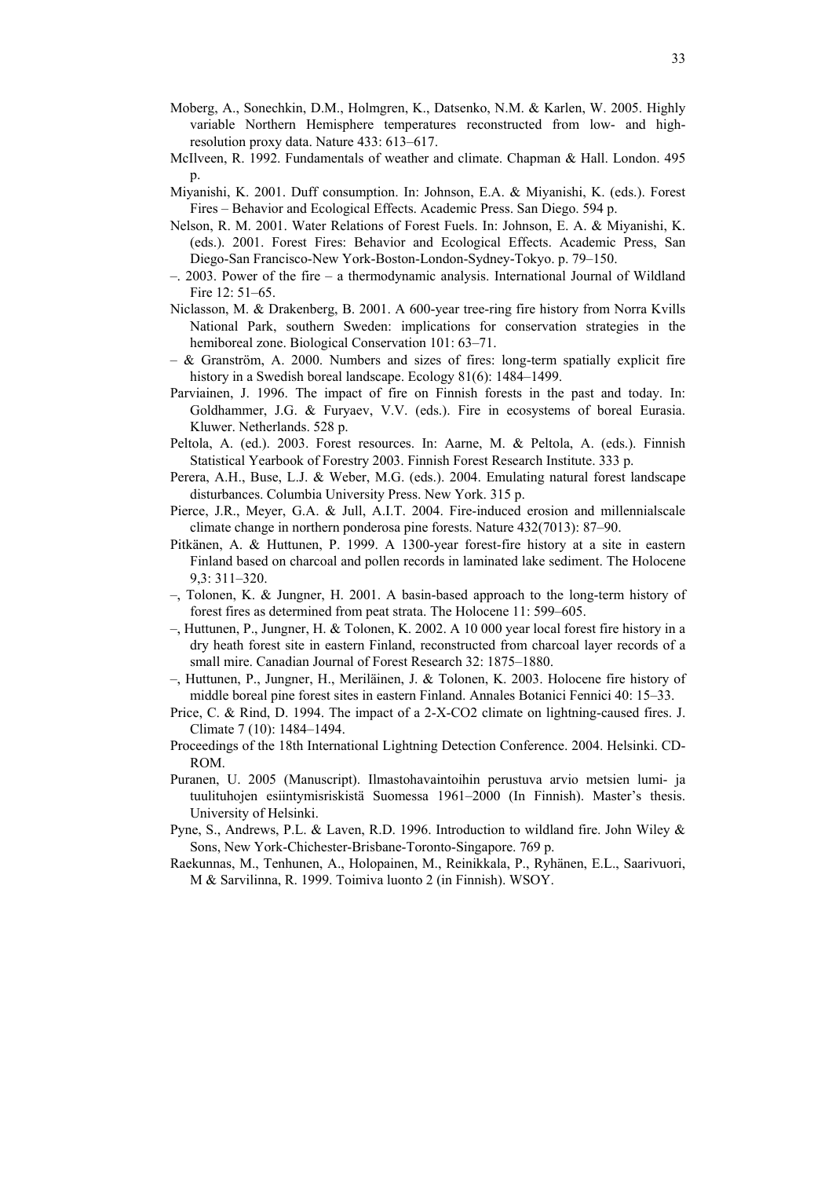Moberg, A., Sonechkin, D.M., Holmgren, K., Datsenko, N.M. & Karlen, W. 2005. Highly variable Northern Hemisphere temperatures reconstructed from low- and high-resolution proxy data. Nature 433: 613–617.

McIlveen, R. 1992. Fundamentals of weather and climate. Chapman & Hall. London. 495 p.

Miyanishi, K. 2001. Duff consumption. In: Johnson, E.A. & Miyanishi, K. (eds.). Forest Fires – Behavior and Ecological Effects. Academic Press. San Diego. 594 p.

Nelson, R. M. 2001. Water Relations of Forest Fuels. In: Johnson, E. A. & Miyanishi, K. (eds.). 2001. Forest Fires: Behavior and Ecological Effects. Academic Press, San Diego-San Francisco-New York-Boston-London-Sydney-Tokyo. p. 79–150.

–. 2003. Power of the fire – a thermodynamic analysis. International Journal of Wildland Fire 12: 51–65.

Niclasson, M. & Drakenberg, B. 2001. A 600-year tree-ring fire history from Norra Kvills National Park, southern Sweden: implications for conservation strategies in the hemiboreal zone. Biological Conservation 101: 63–71.

– & Granström, A. 2000. Numbers and sizes of fires: long-term spatially explicit fire history in a Swedish boreal landscape. Ecology 81(6): 1484–1499.

Parviainen, J. 1996. The impact of fire on Finnish forests in the past and today. In: Goldhammer, J.G. & Furyaev, V.V. (eds.). Fire in ecosystems of boreal Eurasia. Kluwer. Netherlands. 528 p.

Peltola, A. (ed.). 2003. Forest resources. In: Aarne, M. & Peltola, A. (eds.). Finnish Statistical Yearbook of Forestry 2003. Finnish Forest Research Institute. 333 p.

Perera, A.H., Buse, L.J. & Weber, M.G. (eds.). 2004. Emulating natural forest landscape disturbances. Columbia University Press. New York. 315 p.

Pierce, J.R., Meyer, G.A. & Jull, A.I.T. 2004. Fire-induced erosion and millennialscale climate change in northern ponderosa pine forests. Nature 432(7013): 87–90.

Pitkänen, A. & Huttunen, P. 1999. A 1300-year forest-fire history at a site in eastern Finland based on charcoal and pollen records in laminated lake sediment. The Holocene 9,3: 311–320.

–, Tolonen, K. & Jungner, H. 2001. A basin-based approach to the long-term history of forest fires as determined from peat strata. The Holocene 11: 599–605.

–, Huttunen, P., Jungner, H. & Tolonen, K. 2002. A 10 000 year local forest fire history in a dry heath forest site in eastern Finland, reconstructed from charcoal layer records of a small mire. Canadian Journal of Forest Research 32: 1875–1880.

–, Huttunen, P., Jungner, H., Meriläinen, J. & Tolonen, K. 2003. Holocene fire history of middle boreal pine forest sites in eastern Finland. Annales Botanici Fennici 40: 15–33.

Price, C. & Rind, D. 1994. The impact of a 2-X-CO2 climate on lightning-caused fires. J. Climate 7 (10): 1484–1494.

Proceedings of the 18th International Lightning Detection Conference. 2004. Helsinki. CD-ROM.

Puranen, U. 2005 (Manuscript). Ilmastohavaintoihin perustuva arvio metsien lumi- ja tuulituhojen esiintymisriskistä Suomessa 1961–2000 (In Finnish). Master's thesis. University of Helsinki.

Pyne, S., Andrews, P.L. & Laven, R.D. 1996. Introduction to wildland fire. John Wiley & Sons, New York-Chichester-Brisbane-Toronto-Singapore. 769 p.

Raekunnas, M., Tenhunen, A., Holopainen, M., Reinikkala, P., Ryhänen, E.L., Saarivuori, M & Sarvilinna, R. 1999. Toimiva luonto 2 (in Finnish). WSOY.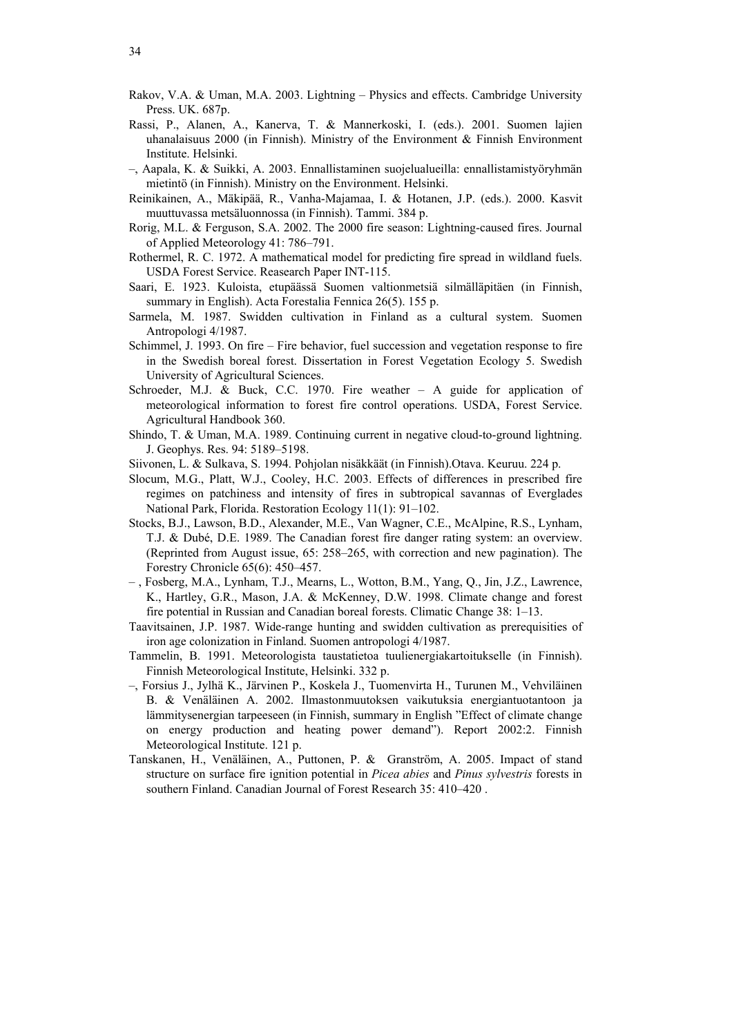Rakov, V.A. & Uman, M.A. 2003. Lightning – Physics and effects. Cambridge University Press. UK. 687p.

Rassi, P., Alanen, A., Kanerva, T. & Mannerkoski, I. (eds.). 2001. Suomen lajien uhanalaisuus 2000 (in Finnish). Ministry of the Environment & Finnish Environment Institute. Helsinki.

–, Aapala, K. & Suikki, A. 2003. Ennallistaminen suojelualueilla: ennallistamistyöryhmän mietintö (in Finnish). Ministry on the Environment. Helsinki.

Reinikainen, A., Mäkipää, R., Vanha-Majamaa, I. & Hotanen, J.P. (eds.). 2000. Kasvit muuttuvassa metsäluonnossa (in Finnish). Tammi. 384 p.

Rorig, M.L. & Ferguson, S.A. 2002. The 2000 fire season: Lightning-caused fires. Journal of Applied Meteorology 41: 786–791.

Rothermel, R. C. 1972. A mathematical model for predicting fire spread in wildland fuels. USDA Forest Service. Reasearch Paper INT-115.

Saari, E. 1923. Kuloista, etupäässä Suomen valtionmetsiä silmälläpitäen (in Finnish, summary in English). Acta Forestalia Fennica 26(5). 155 p.

Sarmela, M. 1987. Swidden cultivation in Finland as a cultural system. Suomen Antropologi 4/1987.

Schimmel, J. 1993. On fire – Fire behavior, fuel succession and vegetation response to fire in the Swedish boreal forest. Dissertation in Forest Vegetation Ecology 5. Swedish University of Agricultural Sciences.

Schroeder, M.J. & Buck, C.C. 1970. Fire weather – A guide for application of meteorological information to forest fire control operations. USDA, Forest Service. Agricultural Handbook 360.

Shindo, T. & Uman, M.A. 1989. Continuing current in negative cloud-to-ground lightning. J. Geophys. Res. 94: 5189–5198.

Siivonen, L. & Sulkava, S. 1994. Pohjolan nisäkkäät (in Finnish).Otava. Keuruu. 224 p.

Slocum, M.G., Platt, W.J., Cooley, H.C. 2003. Effects of differences in prescribed fire regimes on patchiness and intensity of fires in subtropical savannas of Everglades National Park, Florida. Restoration Ecology 11(1): 91–102.

Stocks, B.J., Lawson, B.D., Alexander, M.E., Van Wagner, C.E., McAlpine, R.S., Lynham, T.J. & Dubé, D.E. 1989. The Canadian forest fire danger rating system: an overview. (Reprinted from August issue, 65: 258–265, with correction and new pagination). The Forestry Chronicle 65(6): 450–457.

– , Fosberg, M.A., Lynham, T.J., Mearns, L., Wotton, B.M., Yang, Q., Jin, J.Z., Lawrence, K., Hartley, G.R., Mason, J.A. & McKenney, D.W. 1998. Climate change and forest fire potential in Russian and Canadian boreal forests. Climatic Change 38: 1–13.

Taavitsainen, J.P. 1987. Wide-range hunting and swidden cultivation as prerequisities of iron age colonization in Finland. Suomen antropologi 4/1987.

Tammelin, B. 1991. Meteorologista taustatietoa tuulienergiakartoitukselle (in Finnish). Finnish Meteorological Institute, Helsinki. 332 p.

–, Forsius J., Jylhä K., Järvinen P., Koskela J., Tuomenvirta H., Turunen M., Vehviläinen B. & Venäläinen A. 2002. Ilmastonmuutoksen vaikutuksia energiantuotantoon ja lämmitysenergian tarpeeseen (in Finnish, summary in English "Effect of climate change on energy production and heating power demand"). Report 2002:2. Finnish Meteorological Institute. 121 p.

Tanskanen, H., Venäläinen, A., Puttonen, P. & Granström, A. 2005. Impact of stand structure on surface fire ignition potential in *Picea abies* and *Pinus sylvestris* forests in southern Finland. Canadian Journal of Forest Research 35: 410–420 .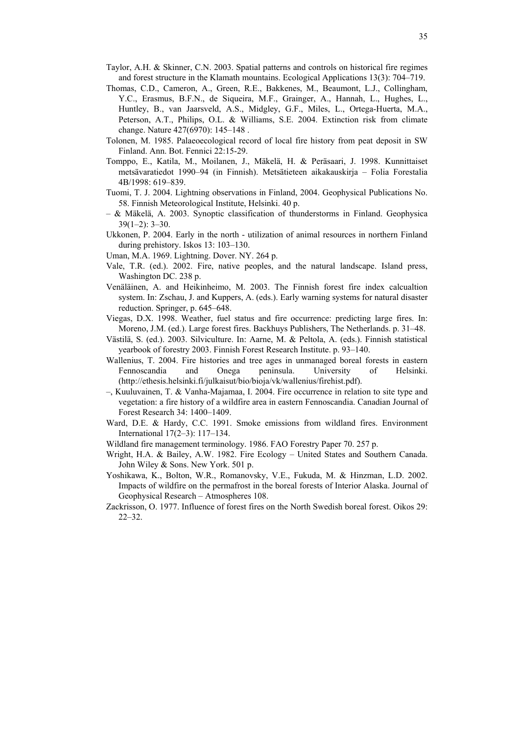Taylor, A.H. & Skinner, C.N. 2003. Spatial patterns and controls on historical fire regimes and forest structure in the Klamath mountains. Ecological Applications 13(3): 704–719.

Thomas, C.D., Cameron, A., Green, R.E., Bakkenes, M., Beaumont, L.J., Collingham, Y.C., Erasmus, B.F.N., de Siqueira, M.F., Grainger, A., Hannah, L., Hughes, L., Huntley, B., van Jaarsveld, A.S., Midgley, G.F., Miles, L., Ortega-Huerta, M.A., Peterson, A.T., Philips, O.L. & Williams, S.E. 2004. Extinction risk from climate change. Nature 427(6970): 145–148 .

Tolonen, M. 1985. Palaeoecological record of local fire history from peat deposit in SW Finland. Ann. Bot. Fennici 22:15-29.

Tomppo, E., Katila, M., Moilanen, J., Mäkelä, H. & Peräsaari, J. 1998. Kunnittaiset metsävaratiedot 1990–94 (in Finnish). Metsätieteen aikakauskirja – Folia Forestalia 4B/1998: 619–839.

Tuomi, T. J. 2004. Lightning observations in Finland, 2004. Geophysical Publications No. 58. Finnish Meteorological Institute, Helsinki. 40 p.

– & Mäkelä, A. 2003. Synoptic classification of thunderstorms in Finland. Geophysica 39(1–2): 3–30.

Ukkonen, P. 2004. Early in the north - utilization of animal resources in northern Finland during prehistory. Iskos 13: 103–130.

Uman, M.A. 1969. Lightning. Dover. NY. 264 p.

Vale, T.R. (ed.). 2002. Fire, native peoples, and the natural landscape. Island press, Washington DC. 238 p.

Venäläinen, A. and Heikinheimo, M. 2003. The Finnish forest fire index calcualtion system. In: Zschau, J. and Kuppers, A. (eds.). Early warning systems for natural disaster reduction. Springer, p. 645–648.

Viegas, D.X. 1998. Weather, fuel status and fire occurrence: predicting large fires. In: Moreno, J.M. (ed.). Large forest fires. Backhuys Publishers, The Netherlands. p. 31–48.

Västilä, S. (ed.). 2003. Silviculture. In: Aarne, M. & Peltola, A. (eds.). Finnish statistical yearbook of forestry 2003. Finnish Forest Research Institute. p. 93–140.

Wallenius, T. 2004. Fire histories and tree ages in unmanaged boreal forests in eastern Fennoscandia and Onega peninsula. University of Helsinki. (http://ethesis.helsinki.fi/julkaisut/bio/bioja/vk/wallenius/firehist.pdf).

–, Kuuluvainen, T. & Vanha-Majamaa, I. 2004. Fire occurrence in relation to site type and vegetation: a fire history of a wildfire area in eastern Fennoscandia. Canadian Journal of Forest Research 34: 1400–1409.

Ward, D.E. & Hardy, C.C. 1991. Smoke emissions from wildland fires. Environment International 17(2–3): 117–134.

Wildland fire management terminology. 1986. FAO Forestry Paper 70. 257 p.

Wright, H.A. & Bailey, A.W. 1982. Fire Ecology – United States and Southern Canada. John Wiley & Sons. New York. 501 p.

Yoshikawa, K., Bolton, W.R., Romanovsky, V.E., Fukuda, M. & Hinzman, L.D. 2002. Impacts of wildfire on the permafrost in the boreal forests of Interior Alaska. Journal of Geophysical Research – Atmospheres 108.

Zackrisson, O. 1977. Influence of forest fires on the North Swedish boreal forest. Oikos 29: 22–32.